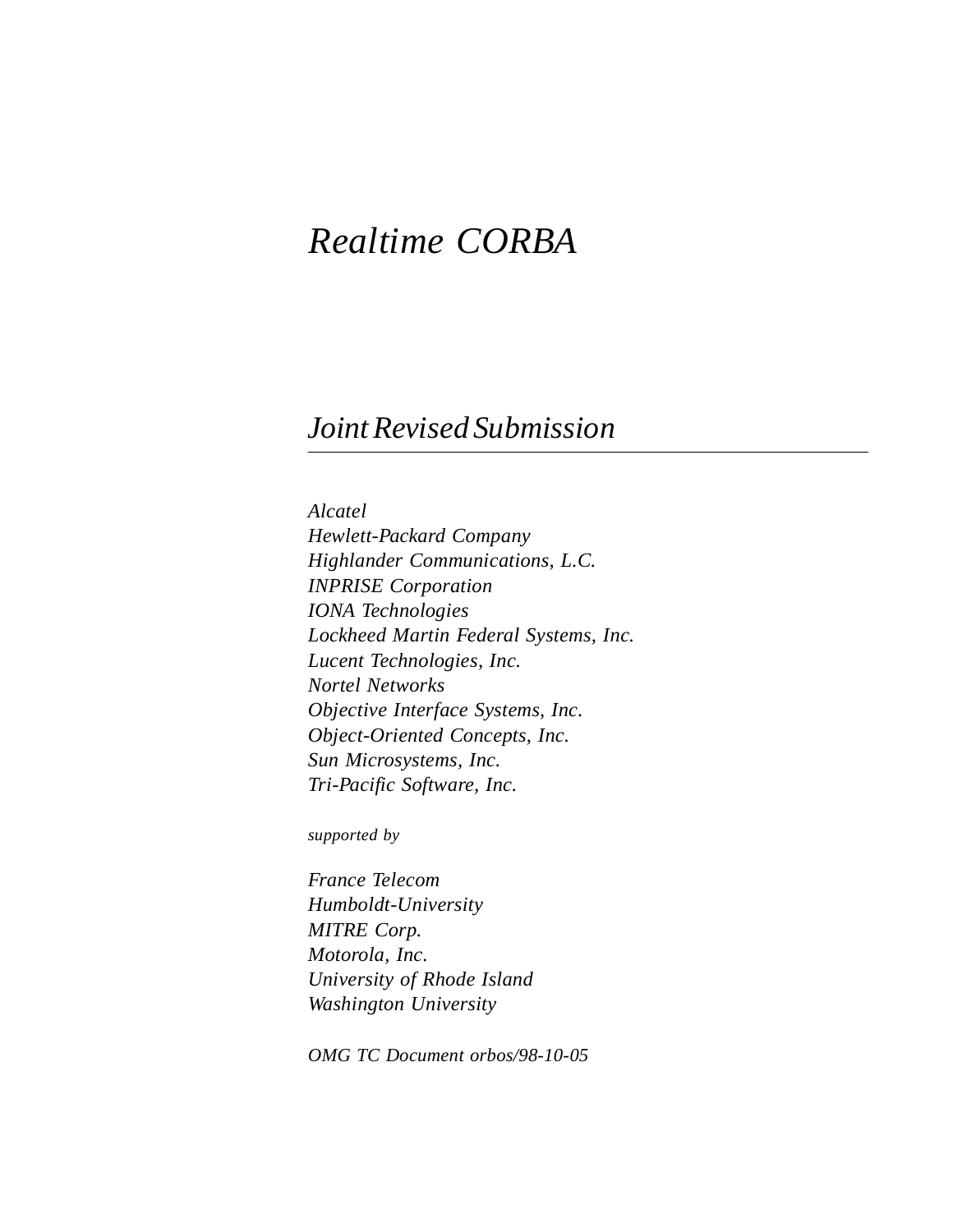# *Realtime CORBA*

## *Joint Revised Submission*

*Alcatel*
*Hewlett-Packard Company*
*Highlander Communications, L.C.*
*INPRISE Corporation*
*IONA Technologies*
*Lockheed Martin Federal Systems, Inc.*
*Lucent Technologies, Inc.*
*Nortel Networks*
*Objective Interface Systems, Inc.*
*Object-Oriented Concepts, Inc.*
*Sun Microsystems, Inc.*
*Tri-Pacific Software, Inc.*

*supported by*

*France Telecom*
*Humboldt-University*
*MITRE Corp.*
*Motorola, Inc.*
*University of Rhode Island*
*Washington University*

*OMG TC Document orbos/98-10-05*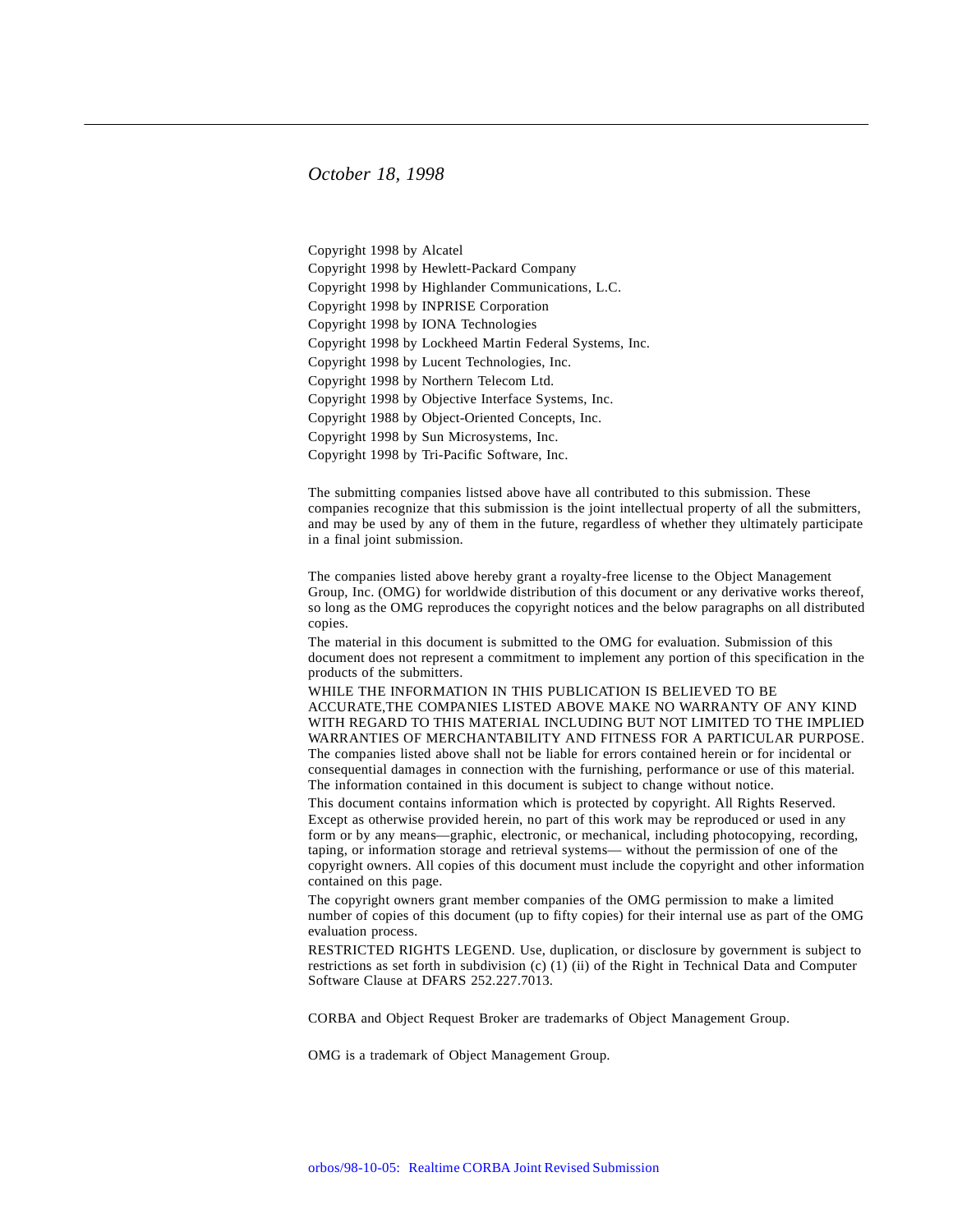*October 18, 1998*

Copyright 1998 by Alcatel
Copyright 1998 by Hewlett-Packard Company
Copyright 1998 by Highlander Communications, L.C.
Copyright 1998 by INPRISE Corporation
Copyright 1998 by IONA Technologies
Copyright 1998 by Lockheed Martin Federal Systems, Inc.
Copyright 1998 by Lucent Technologies, Inc.
Copyright 1998 by Northern Telecom Ltd.
Copyright 1998 by Objective Interface Systems, Inc.
Copyright 1988 by Object-Oriented Concepts, Inc.
Copyright 1998 by Sun Microsystems, Inc.
Copyright 1998 by Tri-Pacific Software, Inc.

The submitting companies listsed above have all contributed to this submission. These companies recognize that this submission is the joint intellectual property of all the submitters, and may be used by any of them in the future, regardless of whether they ultimately participate in a final joint submission.

The companies listed above hereby grant a royalty-free license to the Object Management Group, Inc. (OMG) for worldwide distribution of this document or any derivative works thereof, so long as the OMG reproduces the copyright notices and the below paragraphs on all distributed copies.

The material in this document is submitted to the OMG for evaluation. Submission of this document does not represent a commitment to implement any portion of this specification in the products of the submitters.

WHILE THE INFORMATION IN THIS PUBLICATION IS BELIEVED TO BE ACCURATE,THE COMPANIES LISTED ABOVE MAKE NO WARRANTY OF ANY KIND WITH REGARD TO THIS MATERIAL INCLUDING BUT NOT LIMITED TO THE IMPLIED WARRANTIES OF MERCHANTABILITY AND FITNESS FOR A PARTICULAR PURPOSE. The companies listed above shall not be liable for errors contained herein or for incidental or consequential damages in connection with the furnishing, performance or use of this material. The information contained in this document is subject to change without notice.

This document contains information which is protected by copyright. All Rights Reserved. Except as otherwise provided herein, no part of this work may be reproduced or used in any form or by any means—graphic, electronic, or mechanical, including photocopying, recording, taping, or information storage and retrieval systems— without the permission of one of the copyright owners. All copies of this document must include the copyright and other information contained on this page.

The copyright owners grant member companies of the OMG permission to make a limited number of copies of this document (up to fifty copies) for their internal use as part of the OMG evaluation process.

RESTRICTED RIGHTS LEGEND. Use, duplication, or disclosure by government is subject to restrictions as set forth in subdivision (c) (1) (ii) of the Right in Technical Data and Computer Software Clause at DFARS 252.227.7013.

CORBA and Object Request Broker are trademarks of Object Management Group.

OMG is a trademark of Object Management Group.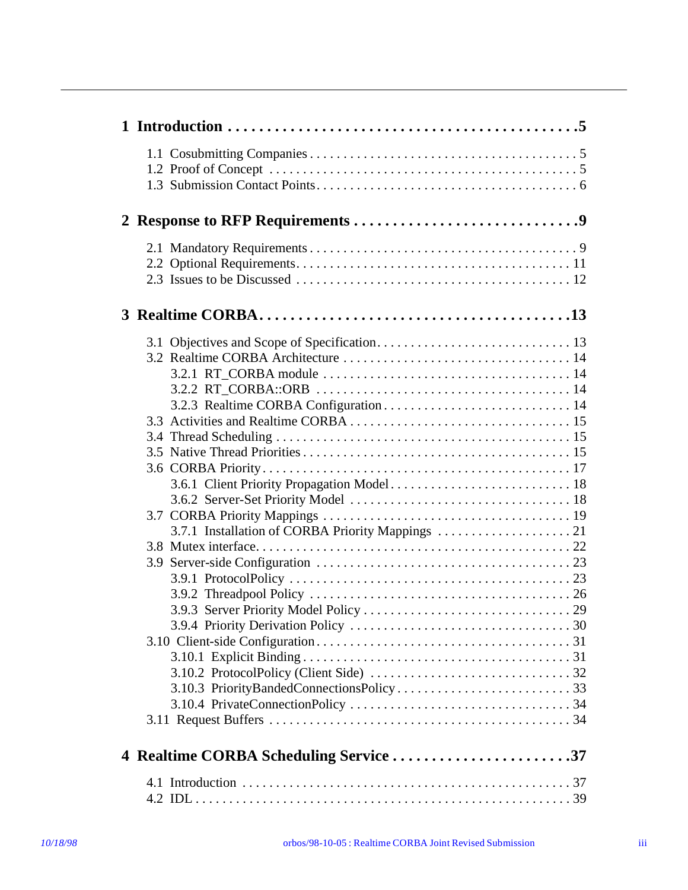**1 Introduction .............................................5**

1.1 Cosubmitting Companies ........................................ 5
1.2 Proof of Concept ............................................... 5
1.3 Submission Contact Points....................................... 6

**2 Response to RFP Requirements ............................9**

2.1 Mandatory Requirements ......................................... 9
2.2 Optional Requirements.......................................... 11
2.3 Issues to be Discussed ........................................ 12

**3 Realtime CORBA.......................................13**

3.1 Objectives and Scope of Specification.......................... 13
3.2 Realtime CORBA Architecture ................................... 14
  3.2.1 RT_CORBA module ........................................... 14
  3.2.2 RT_CORBA::ORB ............................................. 14
  3.2.3 Realtime CORBA Configuration ............................... 14
3.3 Activities and Realtime CORBA ................................. 15
3.4 Thread Scheduling ............................................. 15
3.5 Native Thread Priorities ...................................... 15
3.6 CORBA Priority ................................................ 17
  3.6.1 Client Priority Propagation Model .......................... 18
  3.6.2 Server-Set Priority Model .................................. 18
3.7 CORBA Priority Mappings ....................................... 19
  3.7.1 Installation of CORBA Priority Mappings .................... 21
3.8 Mutex interface................................................ 22
3.9 Server-side Configuration ..................................... 23
  3.9.1 ProtocolPolicy ............................................. 23
  3.9.2 Threadpool Policy .......................................... 26
  3.9.3 Server Priority Model Policy ............................... 29
  3.9.4 Priority Derivation Policy ................................. 30
3.10 Client-side Configuration..................................... 31
  3.10.1 Explicit Binding .......................................... 31
  3.10.2 ProtocolPolicy (Client Side) .............................. 32
  3.10.3 PriorityBandedConnectionsPolicy ........................... 33
  3.10.4 PrivateConnectionPolicy ................................... 34
3.11 Request Buffers .............................................. 34

**4 Realtime CORBA Scheduling Service .......................37**

4.1 Introduction .................................................. 37
4.2 IDL ........................................................... 39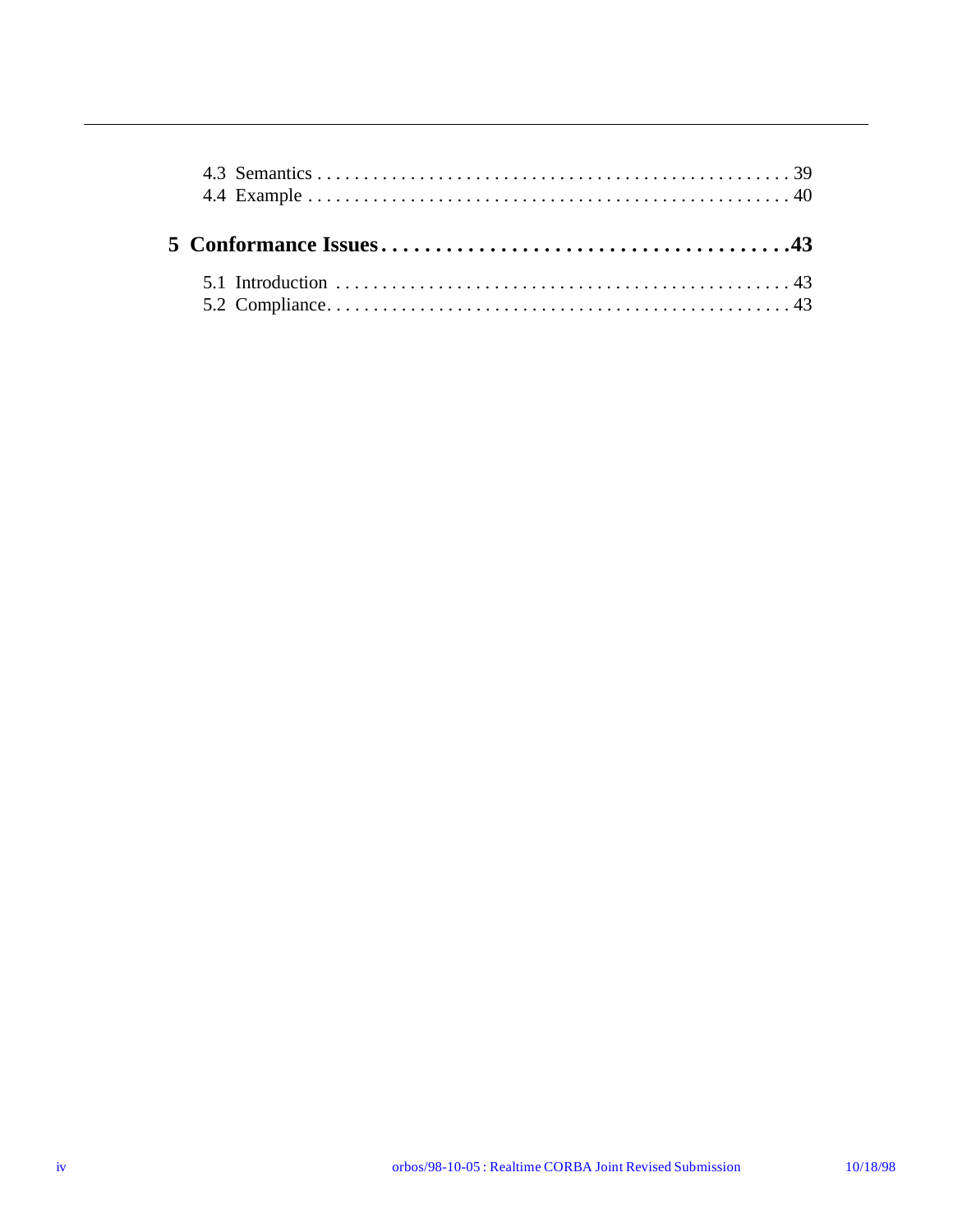4.3 Semantics . . . . . . . . . . . . . . . . . . . . . . . . . . . . . . . . . . . . . . . . . . . . . . . . . 39
4.4 Example . . . . . . . . . . . . . . . . . . . . . . . . . . . . . . . . . . . . . . . . . . . . . . . . . . 40

**5 Conformance Issues . . . . . . . . . . . . . . . . . . . . . . . . . . . . . . . . . . . . 43**

5.1 Introduction . . . . . . . . . . . . . . . . . . . . . . . . . . . . . . . . . . . . . . . . . . . . . . . 43
5.2 Compliance. . . . . . . . . . . . . . . . . . . . . . . . . . . . . . . . . . . . . . . . . . . . . . . . 43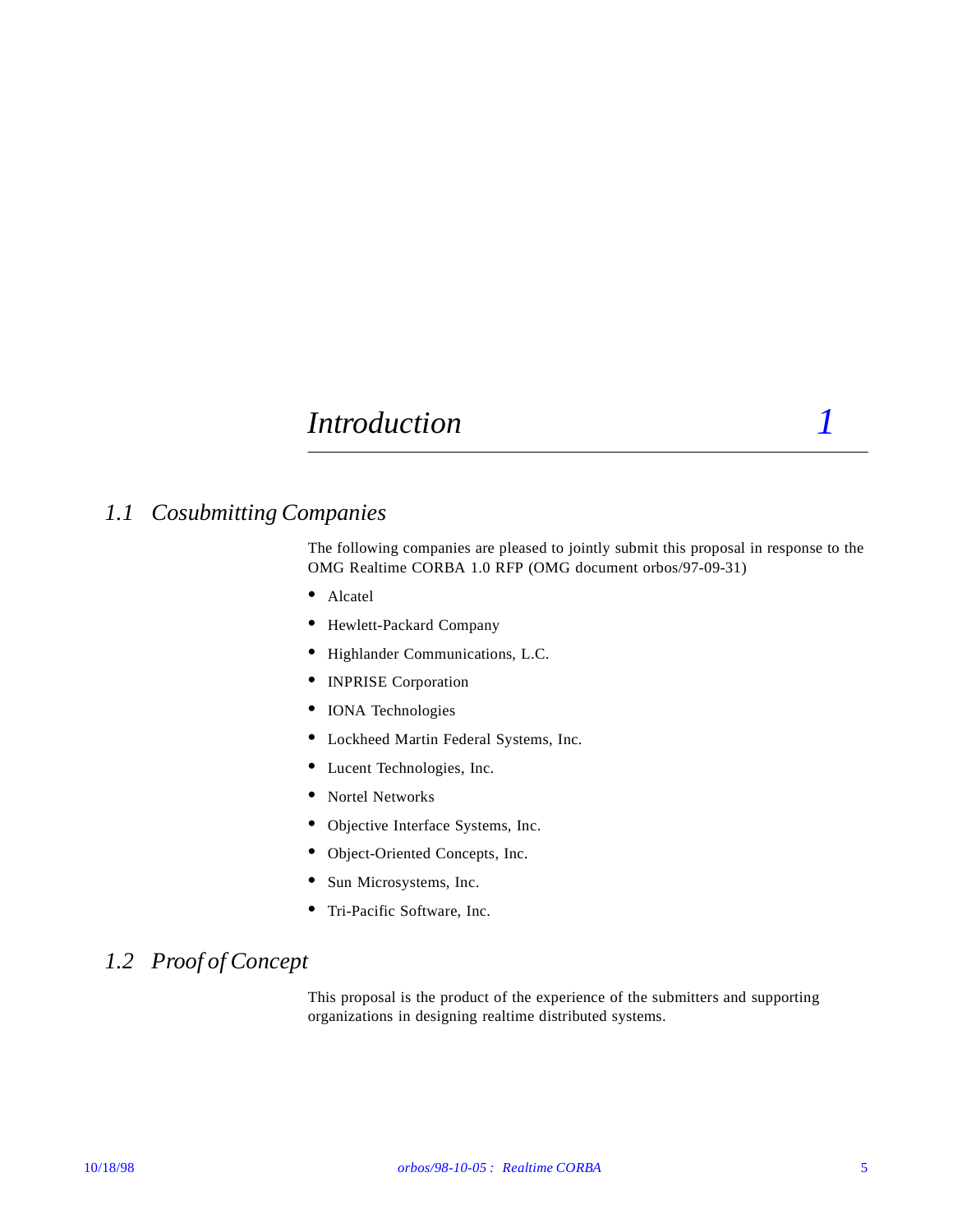# 1 Introduction

## 1.1 Cosubmitting Companies

The following companies are pleased to jointly submit this proposal in response to the OMG Realtime CORBA 1.0 RFP (OMG document orbos/97-09-31)

- Alcatel
- Hewlett-Packard Company
- Highlander Communications, L.C.
- INPRISE Corporation
- IONA Technologies
- Lockheed Martin Federal Systems, Inc.
- Lucent Technologies, Inc.
- Nortel Networks
- Objective Interface Systems, Inc.
- Object-Oriented Concepts, Inc.
- Sun Microsystems, Inc.
- Tri-Pacific Software, Inc.

## 1.2 Proof of Concept

This proposal is the product of the experience of the submitters and supporting organizations in designing realtime distributed systems.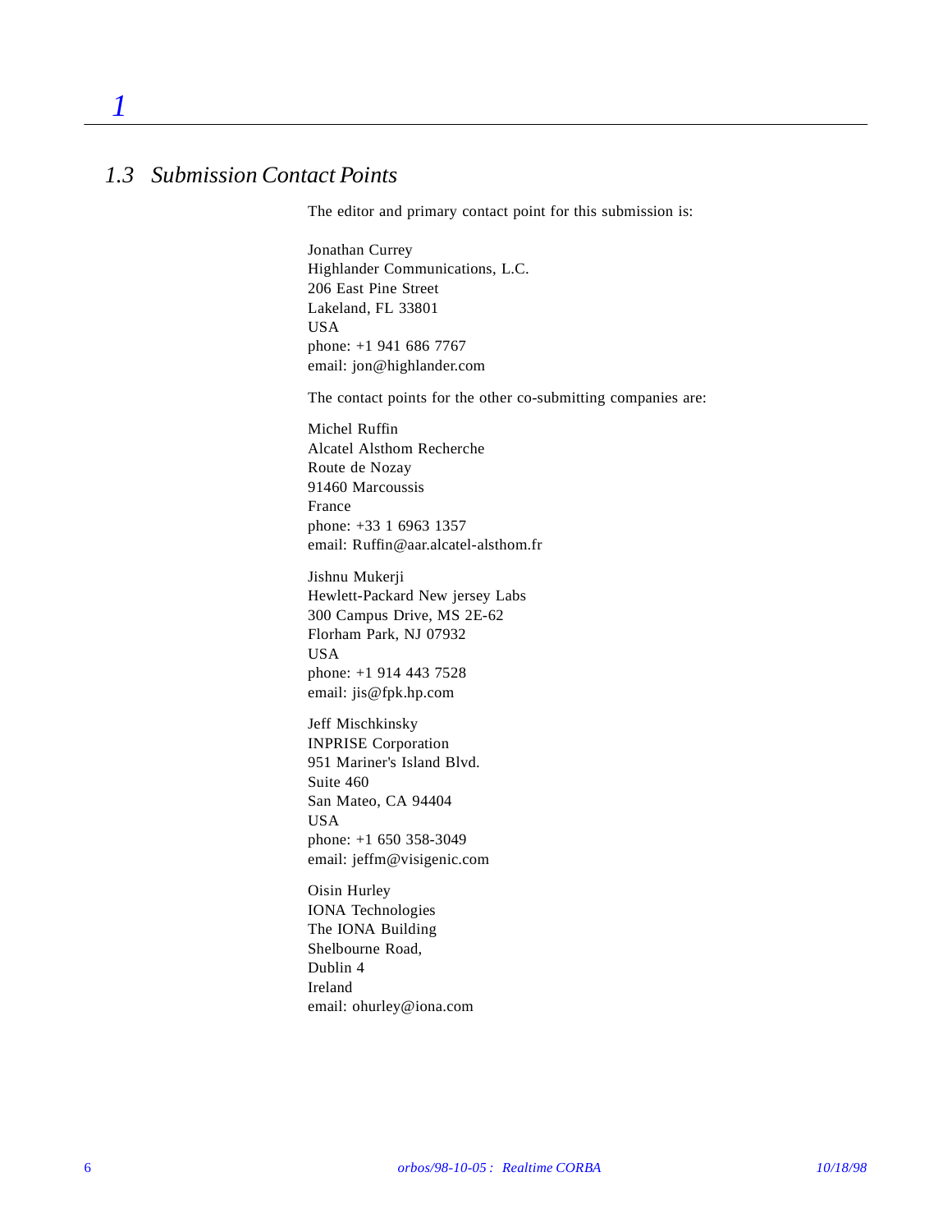## 1.3 Submission Contact Points

The editor and primary contact point for this submission is:

Jonathan Currey
Highlander Communications, L.C.
206 East Pine Street
Lakeland, FL 33801
USA
phone: +1 941 686 7767
email: jon@highlander.com

The contact points for the other co-submitting companies are:

Michel Ruffin
Alcatel Alsthom Recherche
Route de Nozay
91460 Marcoussis
France
phone: +33 1 6963 1357
email: Ruffin@aar.alcatel-alsthom.fr

Jishnu Mukerji
Hewlett-Packard New jersey Labs
300 Campus Drive, MS 2E-62
Florham Park, NJ 07932
USA
phone: +1 914 443 7528
email: jis@fpk.hp.com

Jeff Mischkinsky
INPRISE Corporation
951 Mariner's Island Blvd.
Suite 460
San Mateo, CA 94404
USA
phone: +1 650 358-3049
email: jeffm@visigenic.com

Oisin Hurley
IONA Technologies
The IONA Building
Shelbourne Road,
Dublin 4
Ireland
email: ohurley@iona.com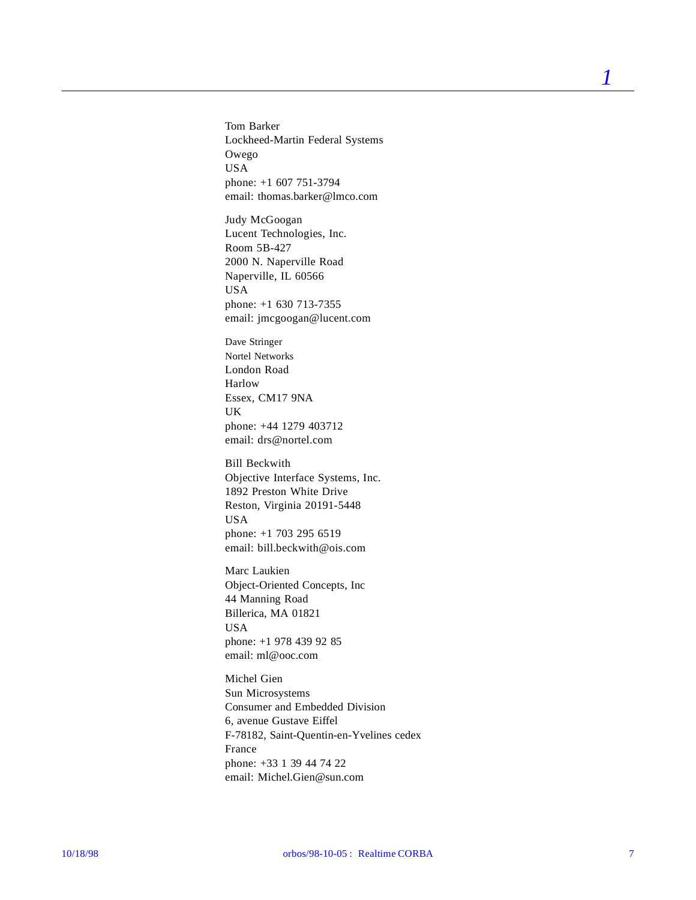Tom Barker
Lockheed-Martin Federal Systems
Owego
USA
phone: +1 607 751-3794
email: thomas.barker@lmco.com

Judy McGoogan
Lucent Technologies, Inc.
Room 5B-427
2000 N. Naperville Road
Naperville, IL 60566
USA
phone: +1 630 713-7355
email: jmcgoogan@lucent.com

Dave Stringer
Nortel Networks
London Road
Harlow
Essex, CM17 9NA
UK
phone: +44 1279 403712
email: drs@nortel.com

Bill Beckwith
Objective Interface Systems, Inc.
1892 Preston White Drive
Reston, Virginia 20191-5448
USA
phone: +1 703 295 6519
email: bill.beckwith@ois.com

Marc Laukien
Object-Oriented Concepts, Inc
44 Manning Road
Billerica, MA 01821
USA
phone: +1 978 439 92 85
email: ml@ooc.com

Michel Gien
Sun Microsystems
Consumer and Embedded Division
6, avenue Gustave Eiffel
F-78182, Saint-Quentin-en-Yvelines cedex
France
phone: +33 1 39 44 74 22
email: Michel.Gien@sun.com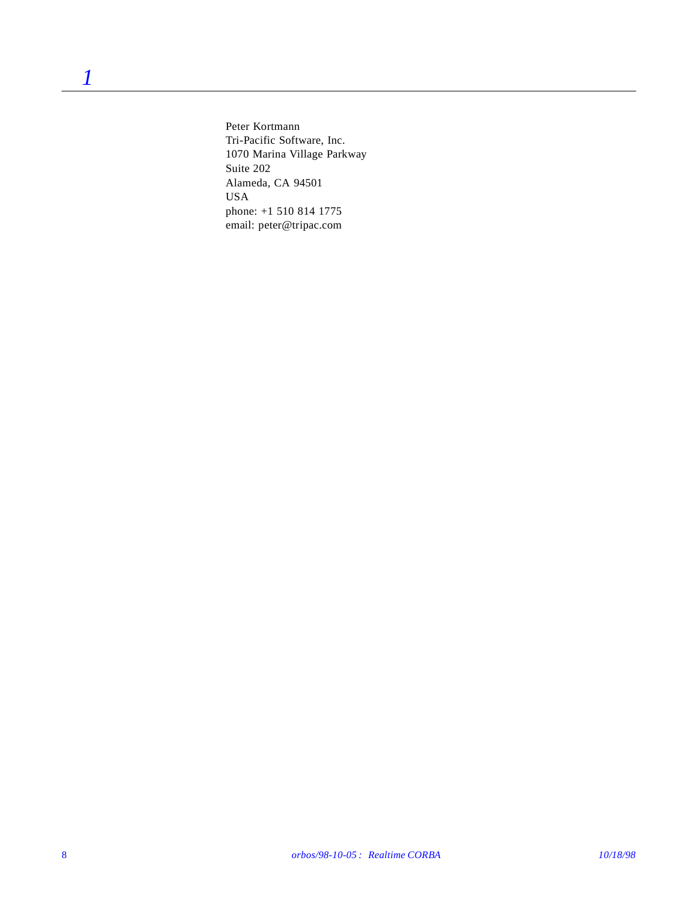Peter Kortmann
Tri-Pacific Software, Inc.
1070 Marina Village Parkway
Suite 202
Alameda, CA 94501
USA
phone: +1 510 814 1775
email: peter@tripac.com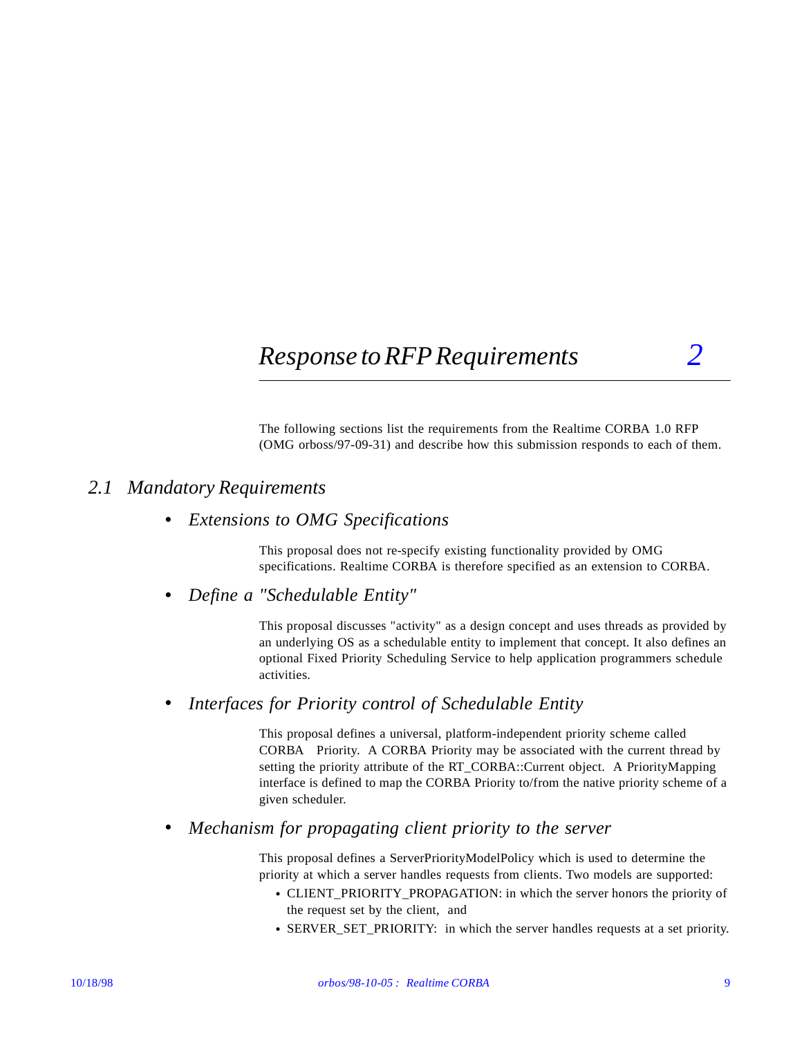# 2 Response to RFP Requirements

The following sections list the requirements from the Realtime CORBA 1.0 RFP (OMG orboss/97-09-31) and describe how this submission responds to each of them.

## 2.1 Mandatory Requirements

- *Extensions to OMG Specifications*

  This proposal does not re-specify existing functionality provided by OMG specifications. Realtime CORBA is therefore specified as an extension to CORBA.

- *Define a "Schedulable Entity"*

  This proposal discusses "activity" as a design concept and uses threads as provided by an underlying OS as a schedulable entity to implement that concept. It also defines an optional Fixed Priority Scheduling Service to help application programmers schedule activities.

- *Interfaces for Priority control of Schedulable Entity*

  This proposal defines a universal, platform-independent priority scheme called CORBA Priority. A CORBA Priority may be associated with the current thread by setting the priority attribute of the RT_CORBA::Current object. A PriorityMapping interface is defined to map the CORBA Priority to/from the native priority scheme of a given scheduler.

- *Mechanism for propagating client priority to the server*

  This proposal defines a ServerPriorityModelPolicy which is used to determine the priority at which a server handles requests from clients. Two models are supported:
  - CLIENT_PRIORITY_PROPAGATION: in which the server honors the priority of the request set by the client, and
  - SERVER_SET_PRIORITY: in which the server handles requests at a set priority.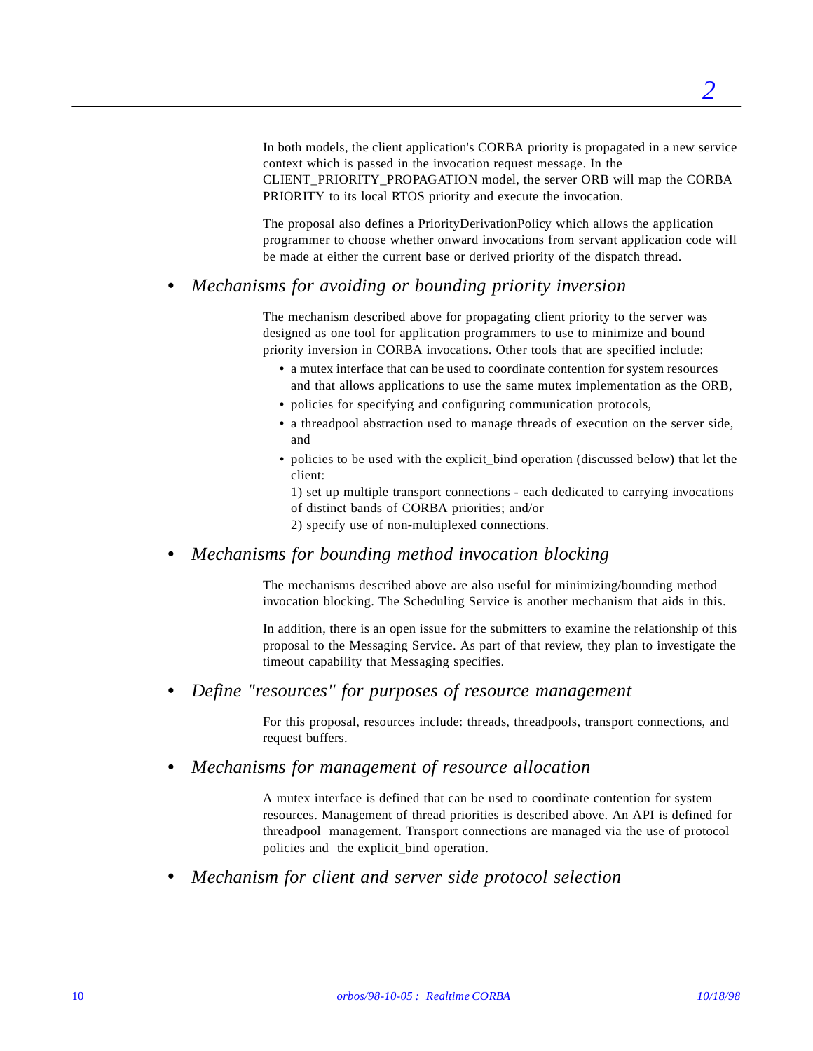In both models, the client application's CORBA priority is propagated in a new service context which is passed in the invocation request message. In the CLIENT_PRIORITY_PROPAGATION model, the server ORB will map the CORBA PRIORITY to its local RTOS priority and execute the invocation.

The proposal also defines a PriorityDerivationPolicy which allows the application programmer to choose whether onward invocations from servant application code will be made at either the current base or derived priority of the dispatch thread.

- *Mechanisms for avoiding or bounding priority inversion*

  The mechanism described above for propagating client priority to the server was designed as one tool for application programmers to use to minimize and bound priority inversion in CORBA invocations. Other tools that are specified include:

  - a mutex interface that can be used to coordinate contention for system resources and that allows applications to use the same mutex implementation as the ORB,
  - policies for specifying and configuring communication protocols,
  - a threadpool abstraction used to manage threads of execution on the server side, and
  - policies to be used with the explicit_bind operation (discussed below) that let the client:

    1) set up multiple transport connections - each dedicated to carrying invocations of distinct bands of CORBA priorities; and/or

    2) specify use of non-multiplexed connections.

- *Mechanisms for bounding method invocation blocking*

  The mechanisms described above are also useful for minimizing/bounding method invocation blocking. The Scheduling Service is another mechanism that aids in this.

  In addition, there is an open issue for the submitters to examine the relationship of this proposal to the Messaging Service. As part of that review, they plan to investigate the timeout capability that Messaging specifies.

- *Define "resources" for purposes of resource management*

  For this proposal, resources include: threads, threadpools, transport connections, and request buffers.

- *Mechanisms for management of resource allocation*

  A mutex interface is defined that can be used to coordinate contention for system resources. Management of thread priorities is described above. An API is defined for threadpool management. Transport connections are managed via the use of protocol policies and the explicit_bind operation.

- *Mechanism for client and server side protocol selection*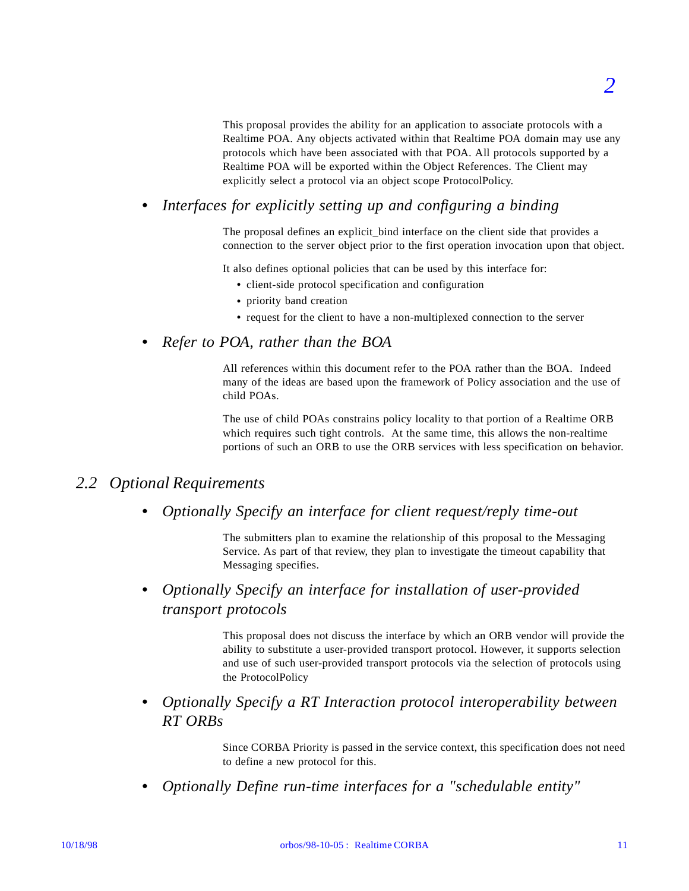This proposal provides the ability for an application to associate protocols with a Realtime POA. Any objects activated within that Realtime POA domain may use any protocols which have been associated with that POA. All protocols supported by a Realtime POA will be exported within the Object References. The Client may explicitly select a protocol via an object scope ProtocolPolicy.

- *Interfaces for explicitly setting up and configuring a binding*

  The proposal defines an explicit_bind interface on the client side that provides a connection to the server object prior to the first operation invocation upon that object.

  It also defines optional policies that can be used by this interface for:

  - client-side protocol specification and configuration
  - priority band creation
  - request for the client to have a non-multiplexed connection to the server

- *Refer to POA, rather than the BOA*

  All references within this document refer to the POA rather than the BOA. Indeed many of the ideas are based upon the framework of Policy association and the use of child POAs.

  The use of child POAs constrains policy locality to that portion of a Realtime ORB which requires such tight controls. At the same time, this allows the non-realtime portions of such an ORB to use the ORB services with less specification on behavior.

## 2.2 Optional Requirements

- *Optionally Specify an interface for client request/reply time-out*

  The submitters plan to examine the relationship of this proposal to the Messaging Service. As part of that review, they plan to investigate the timeout capability that Messaging specifies.

- *Optionally Specify an interface for installation of user-provided transport protocols*

  This proposal does not discuss the interface by which an ORB vendor will provide the ability to substitute a user-provided transport protocol. However, it supports selection and use of such user-provided transport protocols via the selection of protocols using the ProtocolPolicy

- *Optionally Specify a RT Interaction protocol interoperability between RT ORBs*

  Since CORBA Priority is passed in the service context, this specification does not need to define a new protocol for this.

- *Optionally Define run-time interfaces for a "schedulable entity"*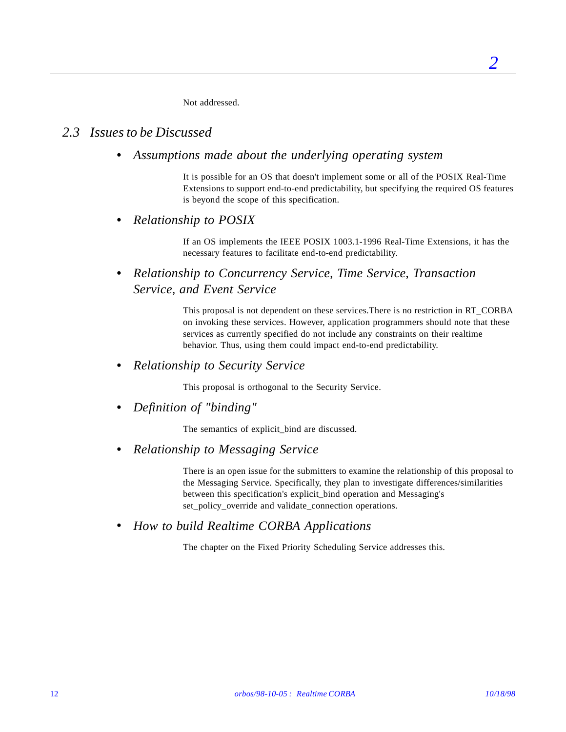Not addressed.

## 2.3 Issues to be Discussed

- *Assumptions made about the underlying operating system*

  It is possible for an OS that doesn't implement some or all of the POSIX Real-Time Extensions to support end-to-end predictability, but specifying the required OS features is beyond the scope of this specification.

- *Relationship to POSIX*

  If an OS implements the IEEE POSIX 1003.1-1996 Real-Time Extensions, it has the necessary features to facilitate end-to-end predictability.

- *Relationship to Concurrency Service, Time Service, Transaction Service, and Event Service*

  This proposal is not dependent on these services.There is no restriction in RT_CORBA on invoking these services. However, application programmers should note that these services as currently specified do not include any constraints on their realtime behavior. Thus, using them could impact end-to-end predictability.

- *Relationship to Security Service*

  This proposal is orthogonal to the Security Service.

- *Definition of "binding"*

  The semantics of explicit_bind are discussed.

- *Relationship to Messaging Service*

  There is an open issue for the submitters to examine the relationship of this proposal to the Messaging Service. Specifically, they plan to investigate differences/similarities between this specification's explicit_bind operation and Messaging's set_policy_override and validate_connection operations.

- *How to build Realtime CORBA Applications*

  The chapter on the Fixed Priority Scheduling Service addresses this.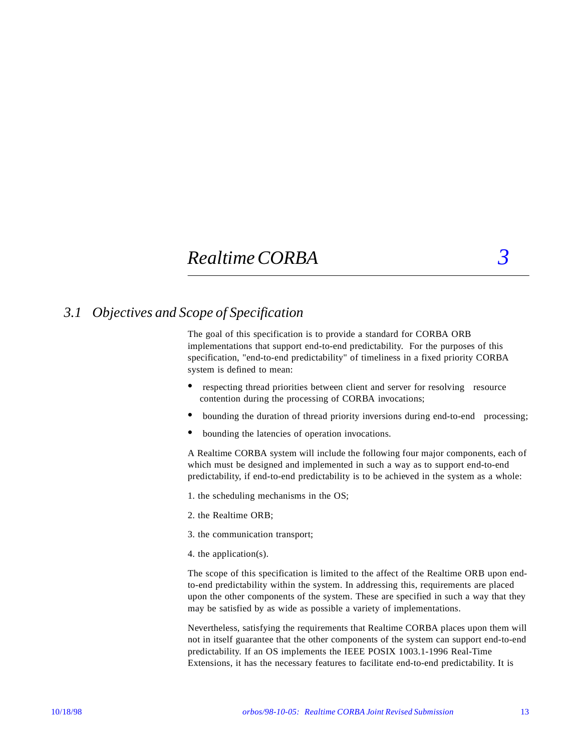# Realtime CORBA 3

## 3.1 Objectives and Scope of Specification

The goal of this specification is to provide a standard for CORBA ORB implementations that support end-to-end predictability. For the purposes of this specification, "end-to-end predictability" of timeliness in a fixed priority CORBA system is defined to mean:

- respecting thread priorities between client and server for resolving resource contention during the processing of CORBA invocations;
- bounding the duration of thread priority inversions during end-to-end processing;
- bounding the latencies of operation invocations.

A Realtime CORBA system will include the following four major components, each of which must be designed and implemented in such a way as to support end-to-end predictability, if end-to-end predictability is to be achieved in the system as a whole:

1. the scheduling mechanisms in the OS;
2. the Realtime ORB;
3. the communication transport;
4. the application(s).

The scope of this specification is limited to the affect of the Realtime ORB upon end-to-end predictability within the system. In addressing this, requirements are placed upon the other components of the system. These are specified in such a way that they may be satisfied by as wide as possible a variety of implementations.

Nevertheless, satisfying the requirements that Realtime CORBA places upon them will not in itself guarantee that the other components of the system can support end-to-end predictability. If an OS implements the IEEE POSIX 1003.1-1996 Real-Time Extensions, it has the necessary features to facilitate end-to-end predictability. It is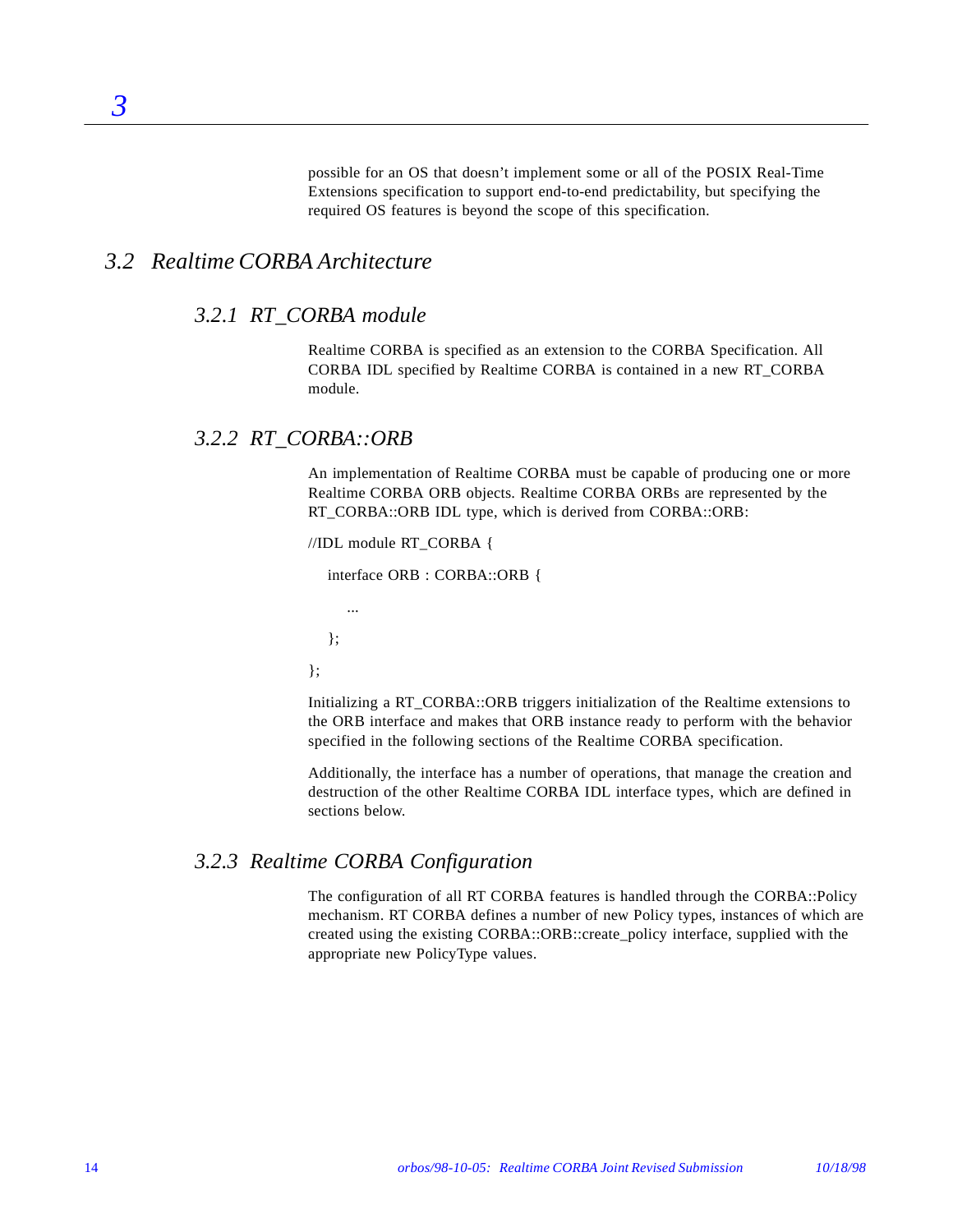possible for an OS that doesn't implement some or all of the POSIX Real-Time Extensions specification to support end-to-end predictability, but specifying the required OS features is beyond the scope of this specification.

## 3.2 Realtime CORBA Architecture

### 3.2.1 RT_CORBA module

Realtime CORBA is specified as an extension to the CORBA Specification. All CORBA IDL specified by Realtime CORBA is contained in a new RT_CORBA module.

### 3.2.2 RT_CORBA::ORB

An implementation of Realtime CORBA must be capable of producing one or more Realtime CORBA ORB objects. Realtime CORBA ORBs are represented by the RT_CORBA::ORB IDL type, which is derived from CORBA::ORB:

```
//IDL module RT_CORBA {

   interface ORB : CORBA::ORB {

      ...

   };

};
```

Initializing a RT_CORBA::ORB triggers initialization of the Realtime extensions to the ORB interface and makes that ORB instance ready to perform with the behavior specified in the following sections of the Realtime CORBA specification.

Additionally, the interface has a number of operations, that manage the creation and destruction of the other Realtime CORBA IDL interface types, which are defined in sections below.

### 3.2.3 Realtime CORBA Configuration

The configuration of all RT CORBA features is handled through the CORBA::Policy mechanism. RT CORBA defines a number of new Policy types, instances of which are created using the existing CORBA::ORB::create_policy interface, supplied with the appropriate new PolicyType values.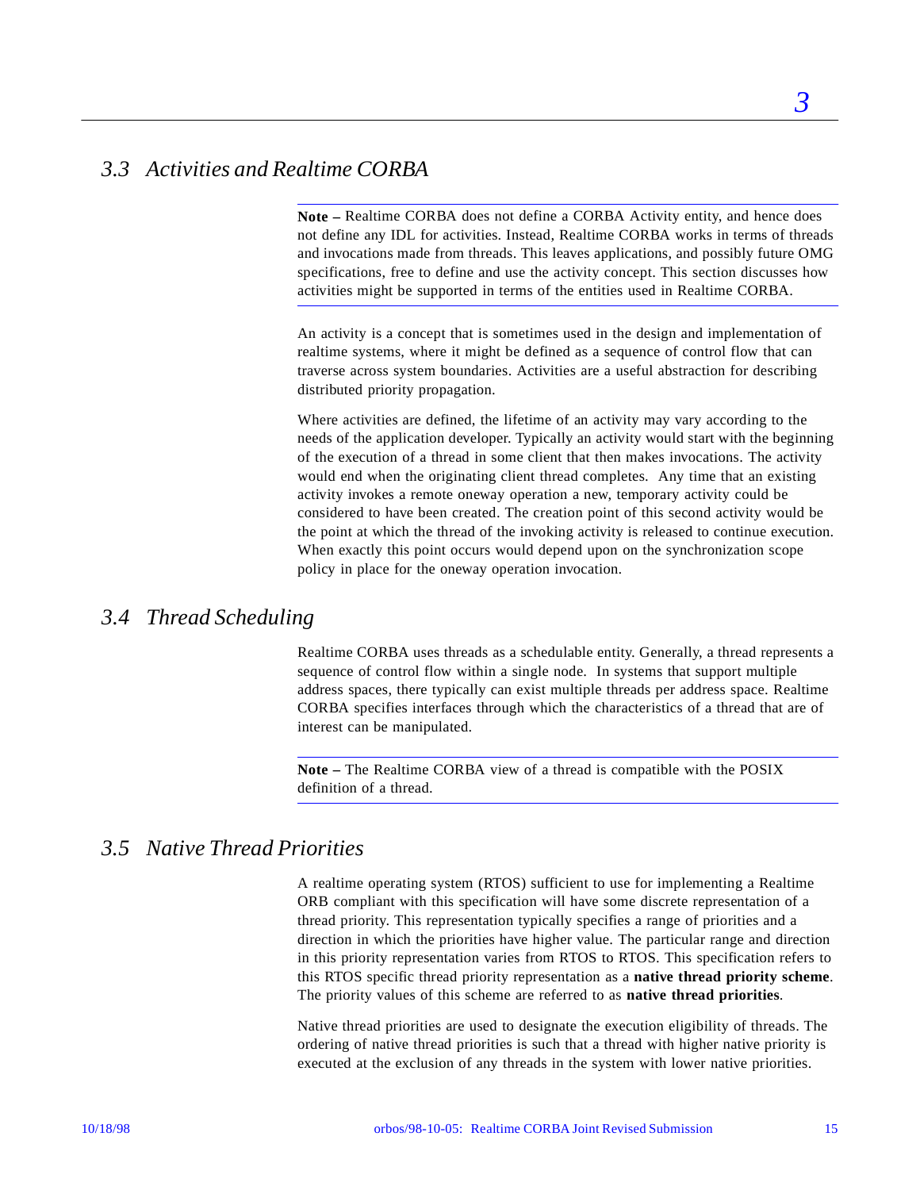## 3.3 Activities and Realtime CORBA

---

**Note –** Realtime CORBA does not define a CORBA Activity entity, and hence does not define any IDL for activities. Instead, Realtime CORBA works in terms of threads and invocations made from threads. This leaves applications, and possibly future OMG specifications, free to define and use the activity concept. This section discusses how activities might be supported in terms of the entities used in Realtime CORBA.

---

An activity is a concept that is sometimes used in the design and implementation of realtime systems, where it might be defined as a sequence of control flow that can traverse across system boundaries. Activities are a useful abstraction for describing distributed priority propagation.

Where activities are defined, the lifetime of an activity may vary according to the needs of the application developer. Typically an activity would start with the beginning of the execution of a thread in some client that then makes invocations. The activity would end when the originating client thread completes. Any time that an existing activity invokes a remote oneway operation a new, temporary activity could be considered to have been created. The creation point of this second activity would be the point at which the thread of the invoking activity is released to continue execution. When exactly this point occurs would depend upon on the synchronization scope policy in place for the oneway operation invocation.

## 3.4 Thread Scheduling

Realtime CORBA uses threads as a schedulable entity. Generally, a thread represents a sequence of control flow within a single node. In systems that support multiple address spaces, there typically can exist multiple threads per address space. Realtime CORBA specifies interfaces through which the characteristics of a thread that are of interest can be manipulated.

---

**Note –** The Realtime CORBA view of a thread is compatible with the POSIX definition of a thread.

---

## 3.5 Native Thread Priorities

A realtime operating system (RTOS) sufficient to use for implementing a Realtime ORB compliant with this specification will have some discrete representation of a thread priority. This representation typically specifies a range of priorities and a direction in which the priorities have higher value. The particular range and direction in this priority representation varies from RTOS to RTOS. This specification refers to this RTOS specific thread priority representation as a **native thread priority scheme**. The priority values of this scheme are referred to as **native thread priorities**.

Native thread priorities are used to designate the execution eligibility of threads. The ordering of native thread priorities is such that a thread with higher native priority is executed at the exclusion of any threads in the system with lower native priorities.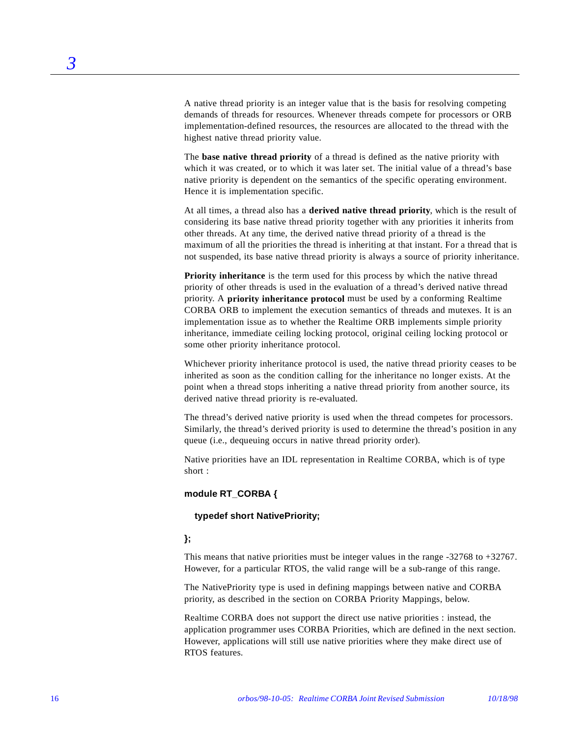A native thread priority is an integer value that is the basis for resolving competing demands of threads for resources. Whenever threads compete for processors or ORB implementation-defined resources, the resources are allocated to the thread with the highest native thread priority value.

The **base native thread priority** of a thread is defined as the native priority with which it was created, or to which it was later set. The initial value of a thread's base native priority is dependent on the semantics of the specific operating environment. Hence it is implementation specific.

At all times, a thread also has a **derived native thread priority**, which is the result of considering its base native thread priority together with any priorities it inherits from other threads. At any time, the derived native thread priority of a thread is the maximum of all the priorities the thread is inheriting at that instant. For a thread that is not suspended, its base native thread priority is always a source of priority inheritance.

**Priority inheritance** is the term used for this process by which the native thread priority of other threads is used in the evaluation of a thread's derived native thread priority. A **priority inheritance protocol** must be used by a conforming Realtime CORBA ORB to implement the execution semantics of threads and mutexes. It is an implementation issue as to whether the Realtime ORB implements simple priority inheritance, immediate ceiling locking protocol, original ceiling locking protocol or some other priority inheritance protocol.

Whichever priority inheritance protocol is used, the native thread priority ceases to be inherited as soon as the condition calling for the inheritance no longer exists. At the point when a thread stops inheriting a native thread priority from another source, its derived native thread priority is re-evaluated.

The thread's derived native priority is used when the thread competes for processors. Similarly, the thread's derived priority is used to determine the thread's position in any queue (i.e., dequeuing occurs in native thread priority order).

Native priorities have an IDL representation in Realtime CORBA, which is of type short :

```
module RT_CORBA {

   typedef short NativePriority;

};
```

This means that native priorities must be integer values in the range -32768 to +32767. However, for a particular RTOS, the valid range will be a sub-range of this range.

The NativePriority type is used in defining mappings between native and CORBA priority, as described in the section on CORBA Priority Mappings, below.

Realtime CORBA does not support the direct use native priorities : instead, the application programmer uses CORBA Priorities, which are defined in the next section. However, applications will still use native priorities where they make direct use of RTOS features.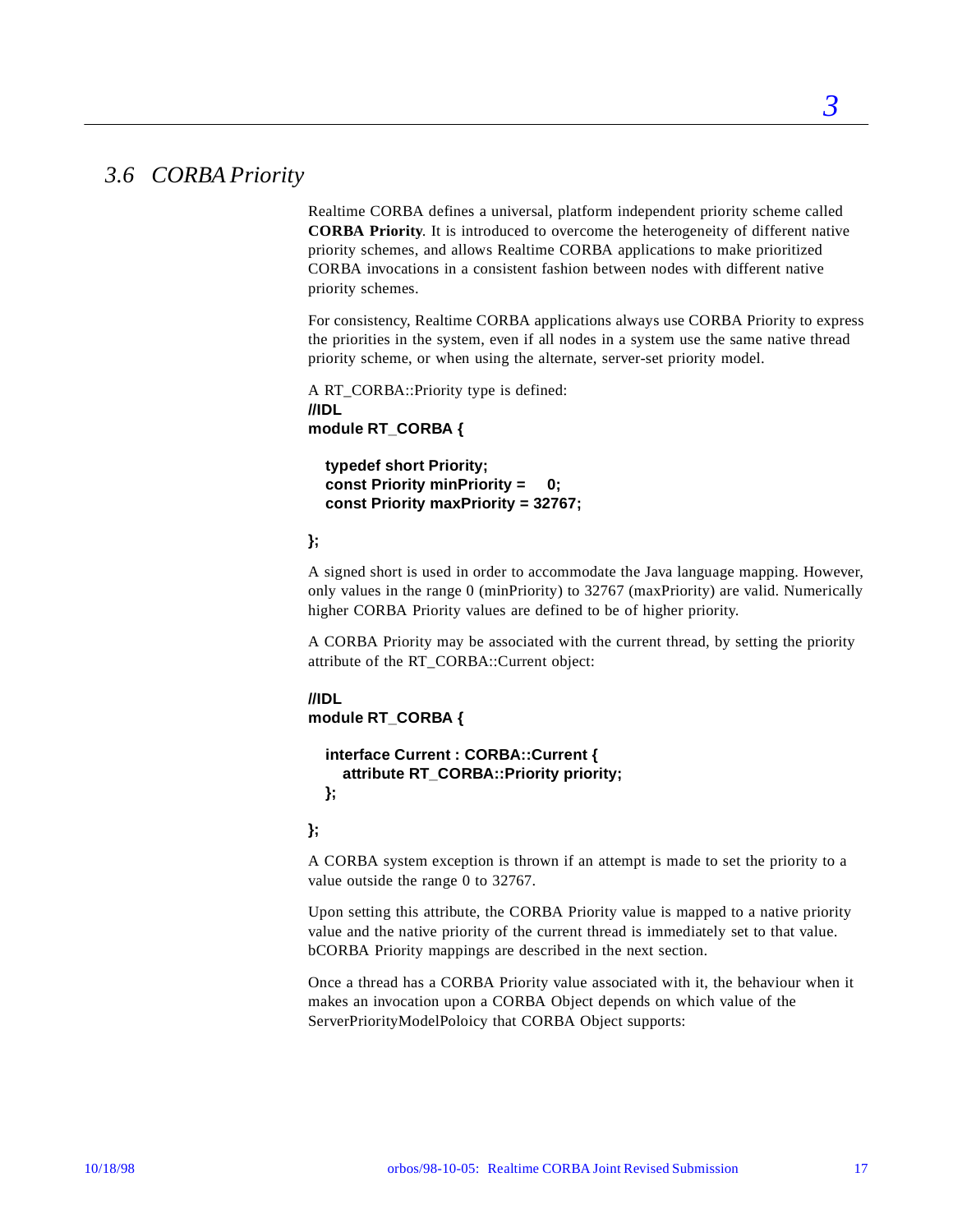## 3.6 CORBA Priority

Realtime CORBA defines a universal, platform independent priority scheme called **CORBA Priority**. It is introduced to overcome the heterogeneity of different native priority schemes, and allows Realtime CORBA applications to make prioritized CORBA invocations in a consistent fashion between nodes with different native priority schemes.

For consistency, Realtime CORBA applications always use CORBA Priority to express the priorities in the system, even if all nodes in a system use the same native thread priority scheme, or when using the alternate, server-set priority model.

A RT_CORBA::Priority type is defined:

```
//IDL
module RT_CORBA {

   typedef short Priority;
   const Priority minPriority =     0;
   const Priority maxPriority = 32767;

};
```

A signed short is used in order to accommodate the Java language mapping. However, only values in the range 0 (minPriority) to 32767 (maxPriority) are valid. Numerically higher CORBA Priority values are defined to be of higher priority.

A CORBA Priority may be associated with the current thread, by setting the priority attribute of the RT_CORBA::Current object:

```
//IDL
module RT_CORBA {

   interface Current : CORBA::Current {
      attribute RT_CORBA::Priority priority;
   };

};
```

A CORBA system exception is thrown if an attempt is made to set the priority to a value outside the range 0 to 32767.

Upon setting this attribute, the CORBA Priority value is mapped to a native priority value and the native priority of the current thread is immediately set to that value. bCORBA Priority mappings are described in the next section.

Once a thread has a CORBA Priority value associated with it, the behaviour when it makes an invocation upon a CORBA Object depends on which value of the ServerPriorityModelPoloicy that CORBA Object supports: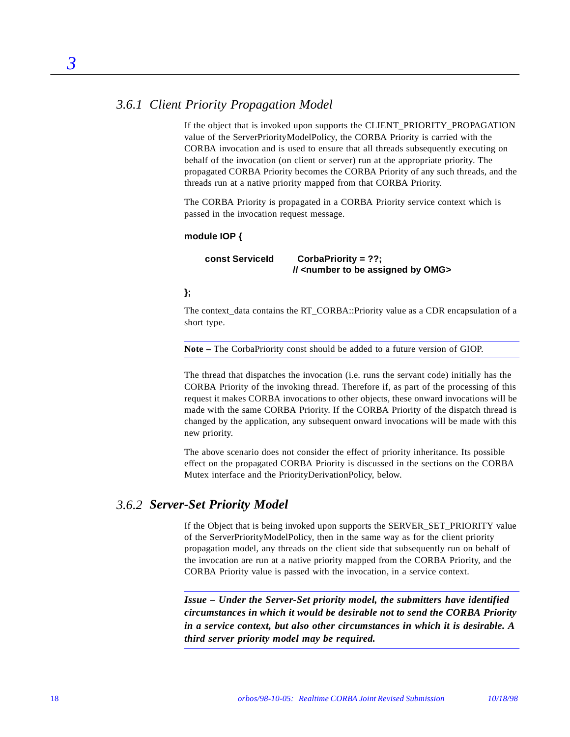### 3.6.1 Client Priority Propagation Model

If the object that is invoked upon supports the CLIENT_PRIORITY_PROPAGATION value of the ServerPriorityModelPolicy, the CORBA Priority is carried with the CORBA invocation and is used to ensure that all threads subsequently executing on behalf of the invocation (on client or server) run at the appropriate priority. The propagated CORBA Priority becomes the CORBA Priority of any such threads, and the threads run at a native priority mapped from that CORBA Priority.

The CORBA Priority is propagated in a CORBA Priority service context which is passed in the invocation request message.

```
module IOP {

    const ServiceId        CorbaPriority = ??;
                          // <number to be assigned by OMG>

};
```

The context_data contains the RT_CORBA::Priority value as a CDR encapsulation of a short type.

---

**Note –** The CorbaPriority const should be added to a future version of GIOP.

---

The thread that dispatches the invocation (i.e. runs the servant code) initially has the CORBA Priority of the invoking thread. Therefore if, as part of the processing of this request it makes CORBA invocations to other objects, these onward invocations will be made with the same CORBA Priority. If the CORBA Priority of the dispatch thread is changed by the application, any subsequent onward invocations will be made with this new priority.

The above scenario does not consider the effect of priority inheritance. Its possible effect on the propagated CORBA Priority is discussed in the sections on the CORBA Mutex interface and the PriorityDerivationPolicy, below.

### 3.6.2 Server-Set Priority Model

If the Object that is being invoked upon supports the SERVER_SET_PRIORITY value of the ServerPriorityModelPolicy, then in the same way as for the client priority propagation model, any threads on the client side that subsequently run on behalf of the invocation are run at a native priority mapped from the CORBA Priority, and the CORBA Priority value is passed with the invocation, in a service context.

---

***Issue – Under the Server-Set priority model, the submitters have identified circumstances in which it would be desirable not to send the CORBA Priority in a service context, but also other circumstances in which it is desirable. A third server priority model may be required.***

---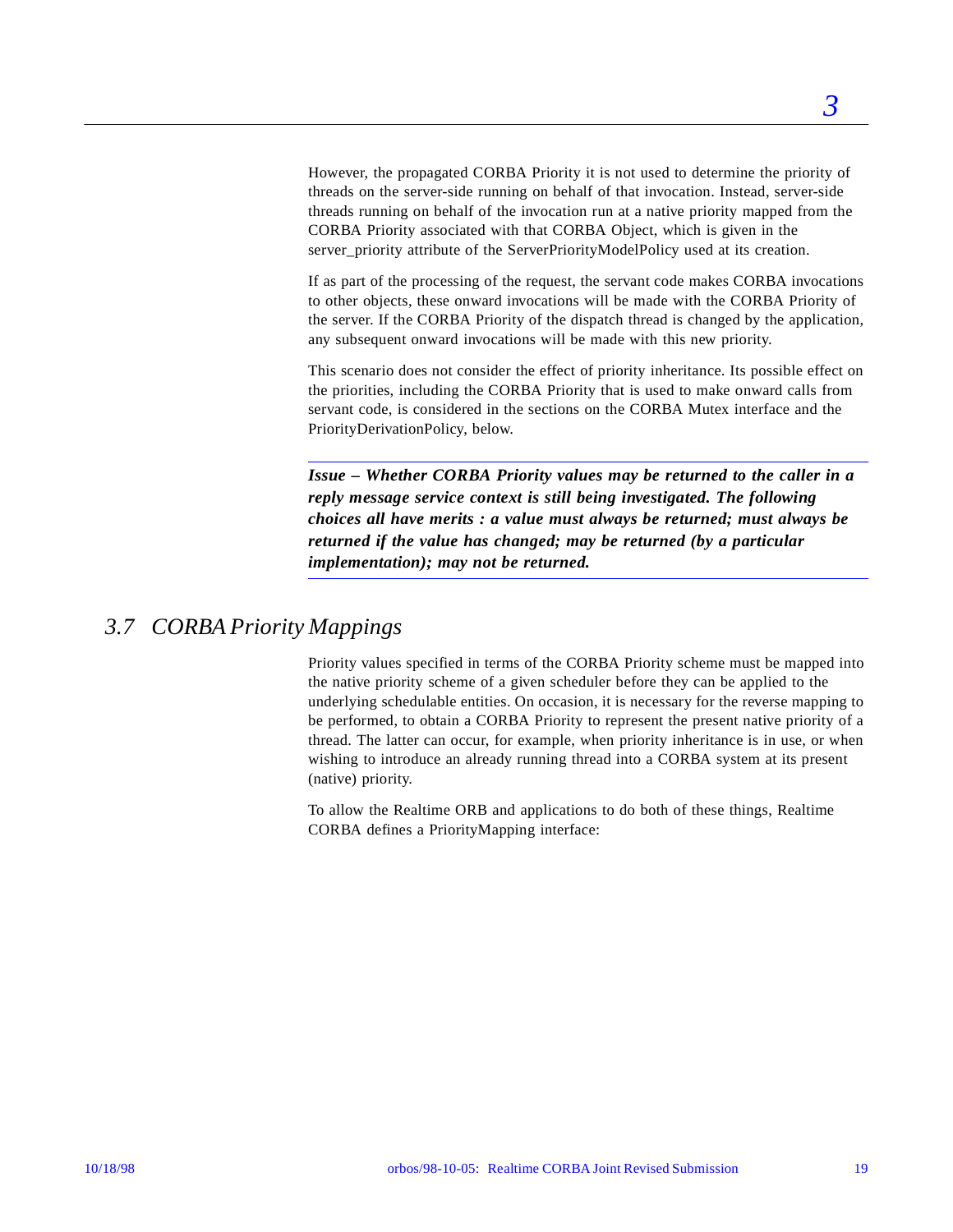However, the propagated CORBA Priority it is not used to determine the priority of threads on the server-side running on behalf of that invocation. Instead, server-side threads running on behalf of the invocation run at a native priority mapped from the CORBA Priority associated with that CORBA Object, which is given in the server_priority attribute of the ServerPriorityModelPolicy used at its creation.

If as part of the processing of the request, the servant code makes CORBA invocations to other objects, these onward invocations will be made with the CORBA Priority of the server. If the CORBA Priority of the dispatch thread is changed by the application, any subsequent onward invocations will be made with this new priority.

This scenario does not consider the effect of priority inheritance. Its possible effect on the priorities, including the CORBA Priority that is used to make onward calls from servant code, is considered in the sections on the CORBA Mutex interface and the PriorityDerivationPolicy, below.

---

***Issue – Whether CORBA Priority values may be returned to the caller in a reply message service context is still being investigated. The following choices all have merits : a value must always be returned; must always be returned if the value has changed; may be returned (by a particular implementation); may not be returned.***

---

## *3.7 CORBA Priority Mappings*

Priority values specified in terms of the CORBA Priority scheme must be mapped into the native priority scheme of a given scheduler before they can be applied to the underlying schedulable entities. On occasion, it is necessary for the reverse mapping to be performed, to obtain a CORBA Priority to represent the present native priority of a thread. The latter can occur, for example, when priority inheritance is in use, or when wishing to introduce an already running thread into a CORBA system at its present (native) priority.

To allow the Realtime ORB and applications to do both of these things, Realtime CORBA defines a PriorityMapping interface: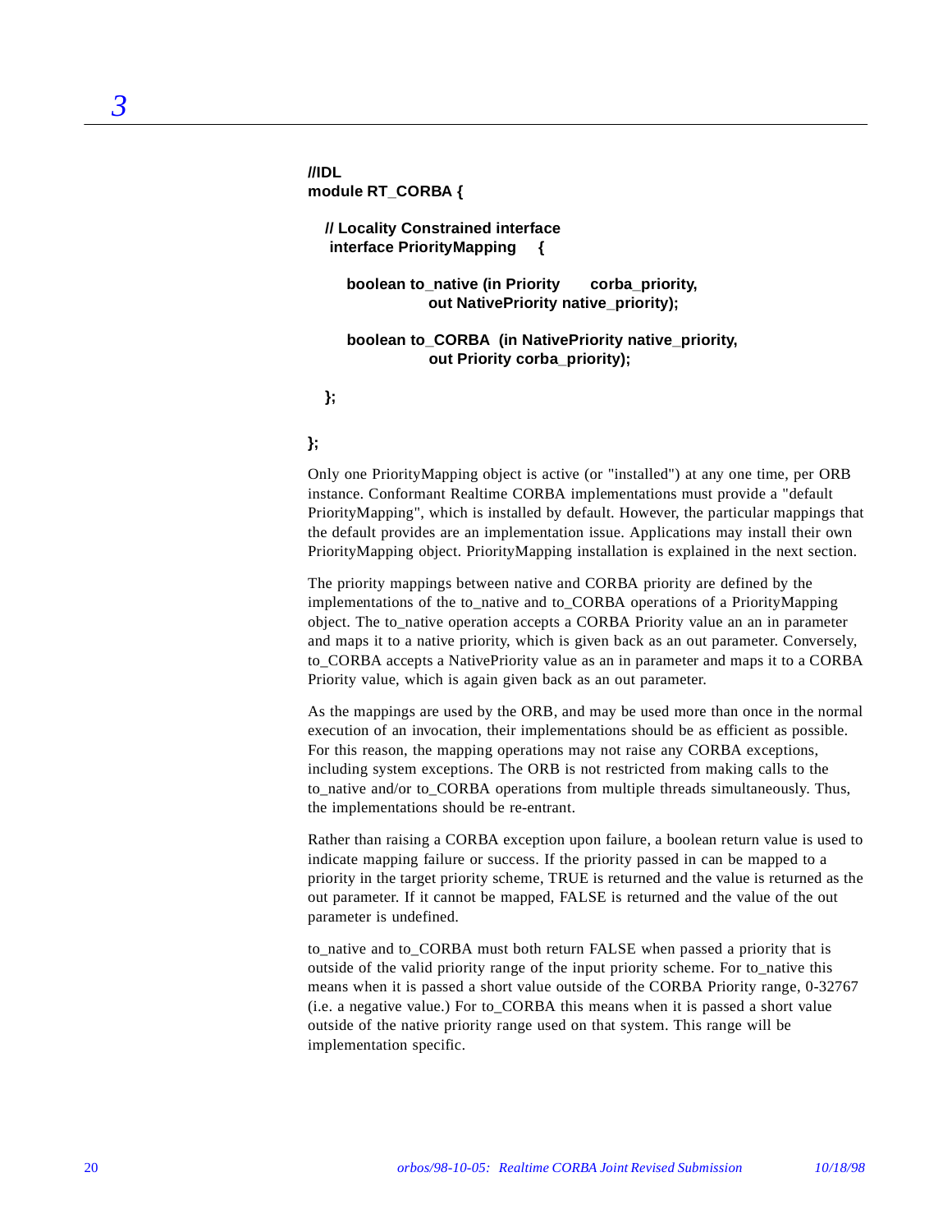```
//IDL
module RT_CORBA {

   // Locality Constrained interface
    interface PriorityMapping    {

      boolean to_native (in Priority       corba_priority,
                    out NativePriority native_priority);

      boolean to_CORBA  (in NativePriority native_priority,
                    out Priority corba_priority);

   };

};
```

Only one PriorityMapping object is active (or "installed") at any one time, per ORB instance. Conformant Realtime CORBA implementations must provide a "default PriorityMapping", which is installed by default. However, the particular mappings that the default provides are an implementation issue. Applications may install their own PriorityMapping object. PriorityMapping installation is explained in the next section.

The priority mappings between native and CORBA priority are defined by the implementations of the to_native and to_CORBA operations of a PriorityMapping object. The to_native operation accepts a CORBA Priority value an an in parameter and maps it to a native priority, which is given back as an out parameter. Conversely, to_CORBA accepts a NativePriority value as an in parameter and maps it to a CORBA Priority value, which is again given back as an out parameter.

As the mappings are used by the ORB, and may be used more than once in the normal execution of an invocation, their implementations should be as efficient as possible. For this reason, the mapping operations may not raise any CORBA exceptions, including system exceptions. The ORB is not restricted from making calls to the to_native and/or to_CORBA operations from multiple threads simultaneously. Thus, the implementations should be re-entrant.

Rather than raising a CORBA exception upon failure, a boolean return value is used to indicate mapping failure or success. If the priority passed in can be mapped to a priority in the target priority scheme, TRUE is returned and the value is returned as the out parameter. If it cannot be mapped, FALSE is returned and the value of the out parameter is undefined.

to_native and to_CORBA must both return FALSE when passed a priority that is outside of the valid priority range of the input priority scheme. For to_native this means when it is passed a short value outside of the CORBA Priority range, 0-32767 (i.e. a negative value.) For to_CORBA this means when it is passed a short value outside of the native priority range used on that system. This range will be implementation specific.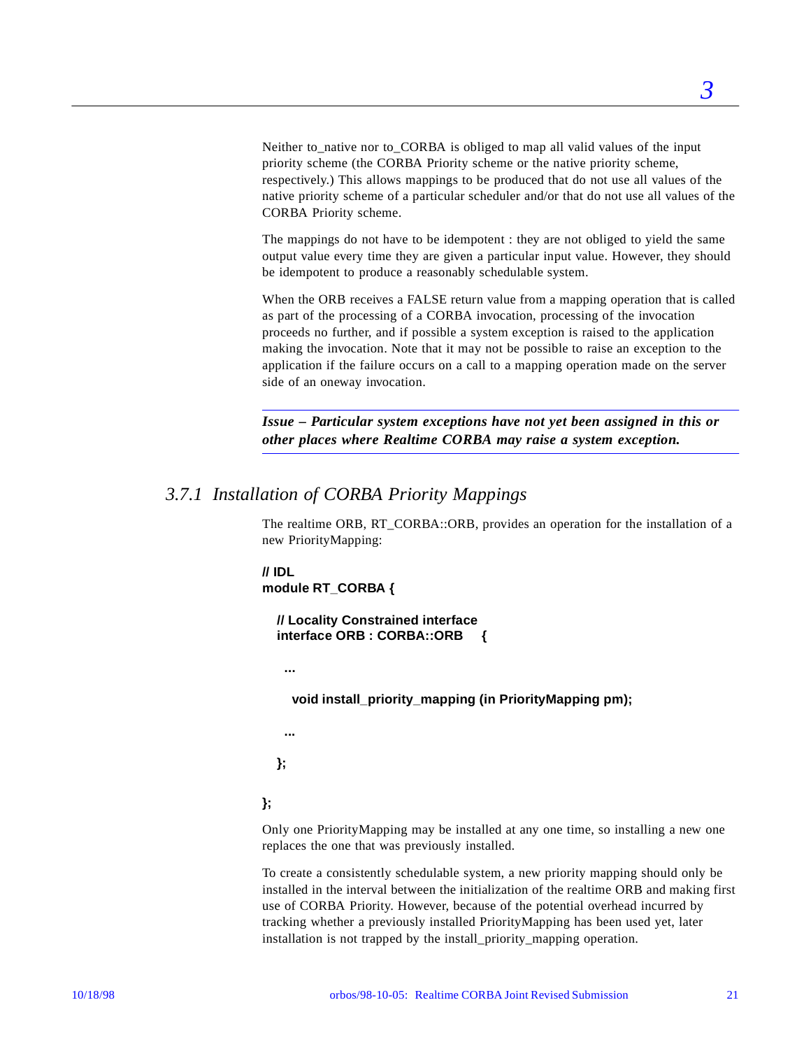Neither to_native nor to_CORBA is obliged to map all valid values of the input priority scheme (the CORBA Priority scheme or the native priority scheme, respectively.) This allows mappings to be produced that do not use all values of the native priority scheme of a particular scheduler and/or that do not use all values of the CORBA Priority scheme.

The mappings do not have to be idempotent : they are not obliged to yield the same output value every time they are given a particular input value. However, they should be idempotent to produce a reasonably schedulable system.

When the ORB receives a FALSE return value from a mapping operation that is called as part of the processing of a CORBA invocation, processing of the invocation proceeds no further, and if possible a system exception is raised to the application making the invocation. Note that it may not be possible to raise an exception to the application if the failure occurs on a call to a mapping operation made on the server side of an oneway invocation.

---

***Issue – Particular system exceptions have not yet been assigned in this or other places where Realtime CORBA may raise a system exception.***

---

### *3.7.1 Installation of CORBA Priority Mappings*

The realtime ORB, RT_CORBA::ORB, provides an operation for the installation of a new PriorityMapping:

```
// IDL
module RT_CORBA {

  // Locality Constrained interface
  interface ORB : CORBA::ORB    {

   ...

    void install_priority_mapping (in PriorityMapping pm);

   ...

  };

};
```

Only one PriorityMapping may be installed at any one time, so installing a new one replaces the one that was previously installed.

To create a consistently schedulable system, a new priority mapping should only be installed in the interval between the initialization of the realtime ORB and making first use of CORBA Priority. However, because of the potential overhead incurred by tracking whether a previously installed PriorityMapping has been used yet, later installation is not trapped by the install_priority_mapping operation.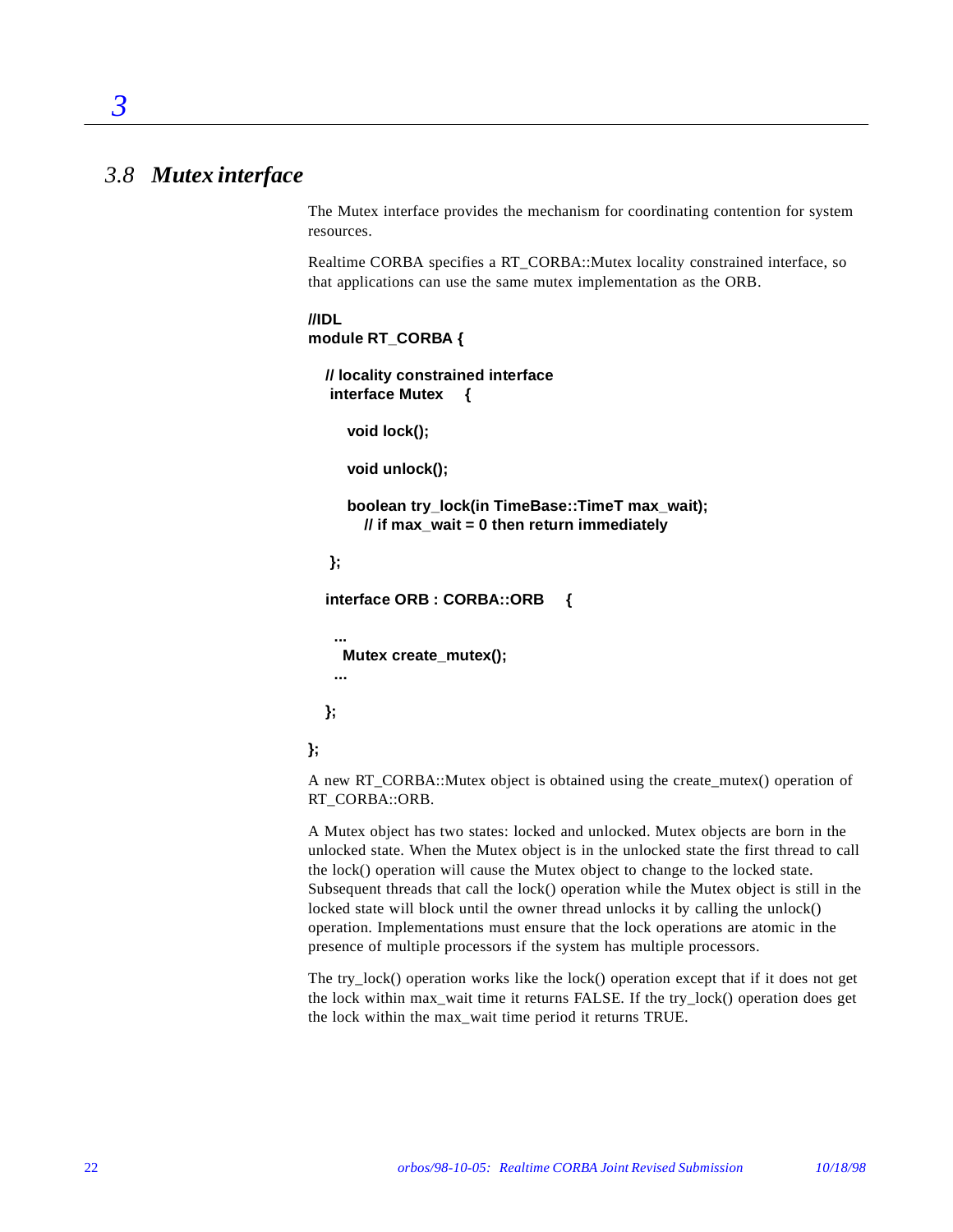## 3.8 Mutex interface

The Mutex interface provides the mechanism for coordinating contention for system resources.

Realtime CORBA specifies a RT_CORBA::Mutex locality constrained interface, so that applications can use the same mutex implementation as the ORB.

```
//IDL
module RT_CORBA {

   // locality constrained interface
    interface Mutex    {

       void lock();

       void unlock();

       boolean try_lock(in TimeBase::TimeT max_wait);
          // if max_wait = 0 then return immediately

    };

   interface ORB : CORBA::ORB    {

     ...
      Mutex create_mutex();
     ...

   };

};
```

A new RT_CORBA::Mutex object is obtained using the create_mutex() operation of RT_CORBA::ORB.

A Mutex object has two states: locked and unlocked. Mutex objects are born in the unlocked state. When the Mutex object is in the unlocked state the first thread to call the lock() operation will cause the Mutex object to change to the locked state. Subsequent threads that call the lock() operation while the Mutex object is still in the locked state will block until the owner thread unlocks it by calling the unlock() operation. Implementations must ensure that the lock operations are atomic in the presence of multiple processors if the system has multiple processors.

The try_lock() operation works like the lock() operation except that if it does not get the lock within max_wait time it returns FALSE. If the try_lock() operation does get the lock within the max_wait time period it returns TRUE.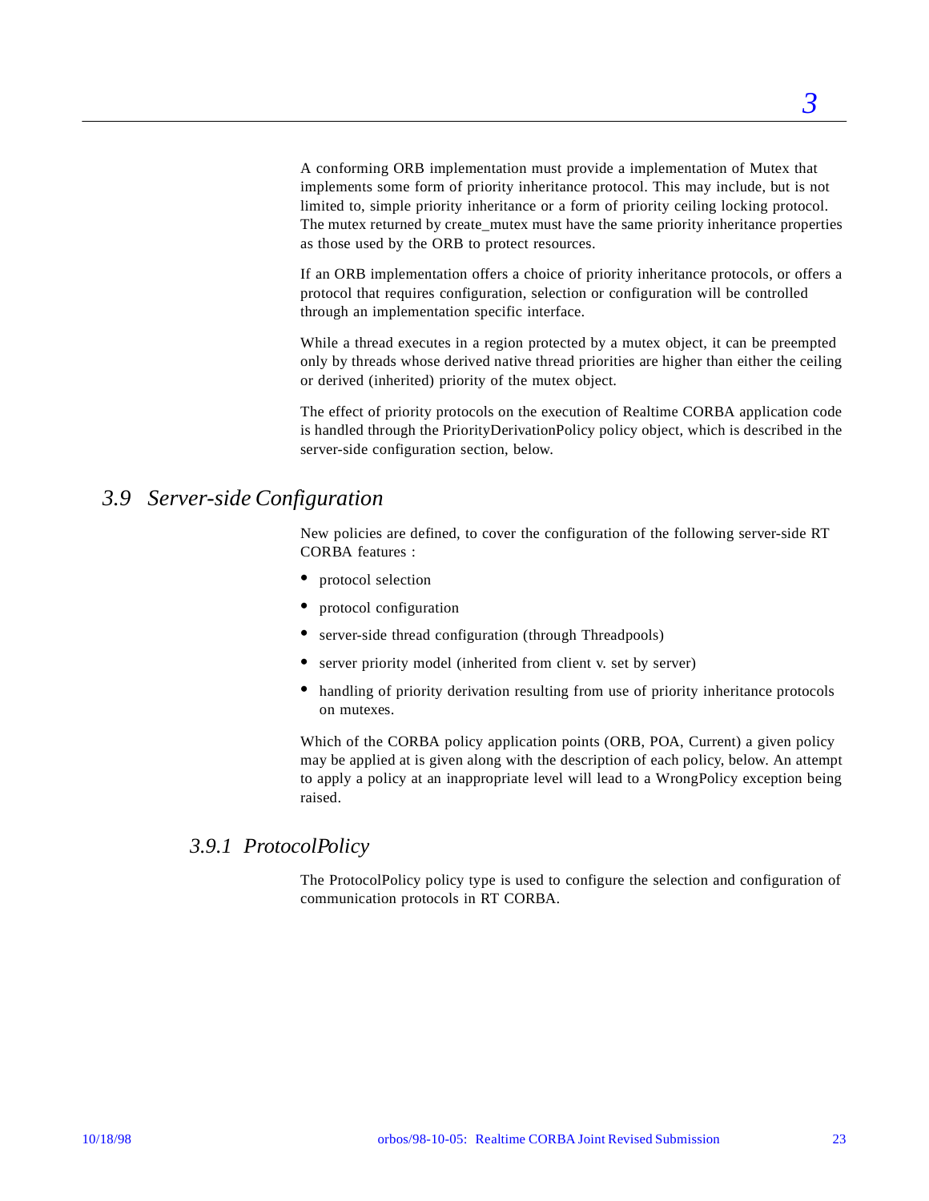A conforming ORB implementation must provide a implementation of Mutex that implements some form of priority inheritance protocol. This may include, but is not limited to, simple priority inheritance or a form of priority ceiling locking protocol. The mutex returned by create_mutex must have the same priority inheritance properties as those used by the ORB to protect resources.

If an ORB implementation offers a choice of priority inheritance protocols, or offers a protocol that requires configuration, selection or configuration will be controlled through an implementation specific interface.

While a thread executes in a region protected by a mutex object, it can be preempted only by threads whose derived native thread priorities are higher than either the ceiling or derived (inherited) priority of the mutex object.

The effect of priority protocols on the execution of Realtime CORBA application code is handled through the PriorityDerivationPolicy policy object, which is described in the server-side configuration section, below.

## *3.9 Server-side Configuration*

New policies are defined, to cover the configuration of the following server-side RT CORBA features :

- protocol selection
- protocol configuration
- server-side thread configuration (through Threadpools)
- server priority model (inherited from client v. set by server)
- handling of priority derivation resulting from use of priority inheritance protocols on mutexes.

Which of the CORBA policy application points (ORB, POA, Current) a given policy may be applied at is given along with the description of each policy, below. An attempt to apply a policy at an inappropriate level will lead to a WrongPolicy exception being raised.

### *3.9.1 ProtocolPolicy*

The ProtocolPolicy policy type is used to configure the selection and configuration of communication protocols in RT CORBA.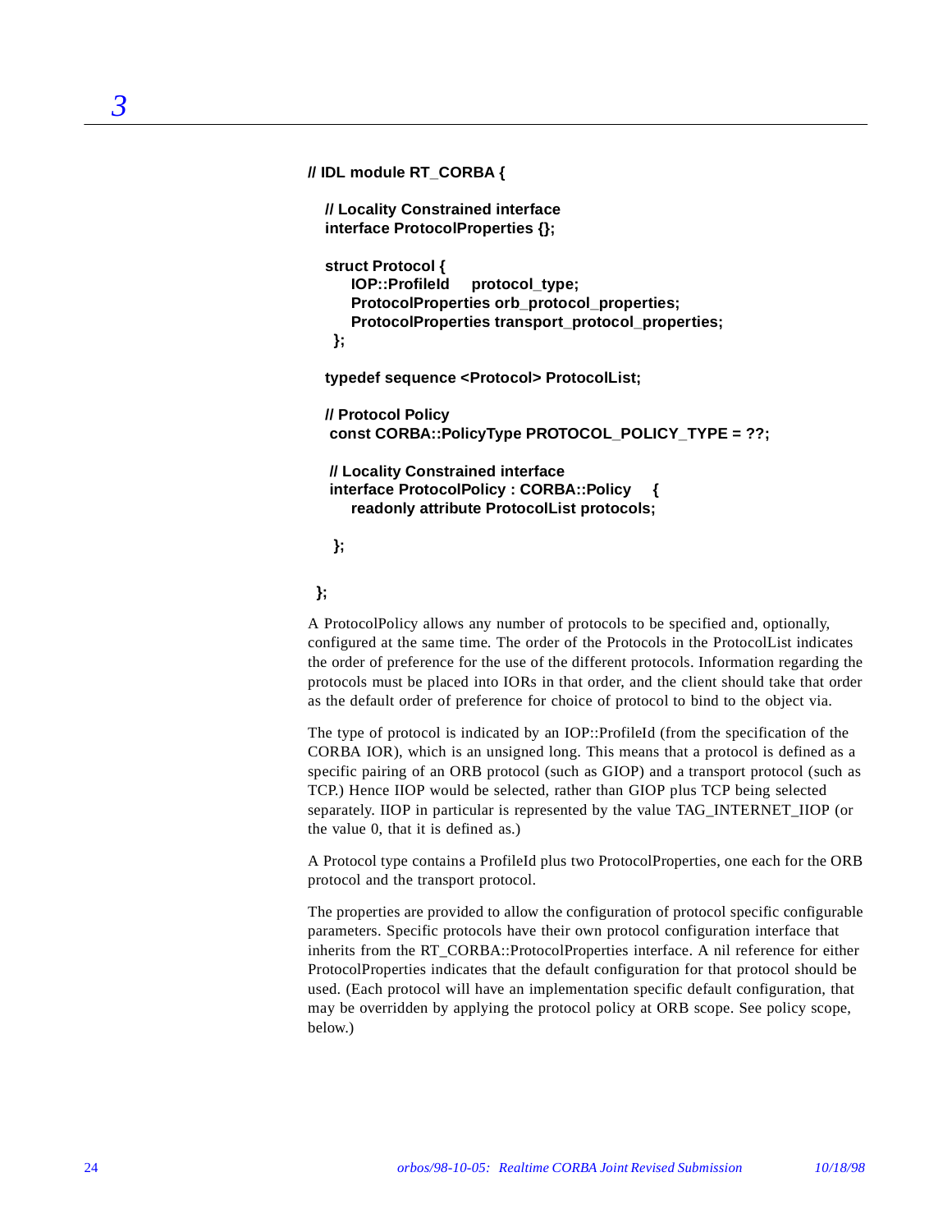```
// IDL module RT_CORBA {

   // Locality Constrained interface
   interface ProtocolProperties {};

   struct Protocol {
       IOP::ProfileId     protocol_type;
       ProtocolProperties orb_protocol_properties;
       ProtocolProperties transport_protocol_properties;
    };

   typedef sequence <Protocol> ProtocolList;

   // Protocol Policy
    const CORBA::PolicyType PROTOCOL_POLICY_TYPE = ??;

    // Locality Constrained interface
    interface ProtocolPolicy : CORBA::Policy    {
       readonly attribute ProtocolList protocols;

    };

 };
```

A ProtocolPolicy allows any number of protocols to be specified and, optionally, configured at the same time. The order of the Protocols in the ProtocolList indicates the order of preference for the use of the different protocols. Information regarding the protocols must be placed into IORs in that order, and the client should take that order as the default order of preference for choice of protocol to bind to the object via.

The type of protocol is indicated by an IOP::ProfileId (from the specification of the CORBA IOR), which is an unsigned long. This means that a protocol is defined as a specific pairing of an ORB protocol (such as GIOP) and a transport protocol (such as TCP.) Hence IIOP would be selected, rather than GIOP plus TCP being selected separately. IIOP in particular is represented by the value TAG_INTERNET_IIOP (or the value 0, that it is defined as.)

A Protocol type contains a ProfileId plus two ProtocolProperties, one each for the ORB protocol and the transport protocol.

The properties are provided to allow the configuration of protocol specific configurable parameters. Specific protocols have their own protocol configuration interface that inherits from the RT_CORBA::ProtocolProperties interface. A nil reference for either ProtocolProperties indicates that the default configuration for that protocol should be used. (Each protocol will have an implementation specific default configuration, that may be overridden by applying the protocol policy at ORB scope. See policy scope, below.)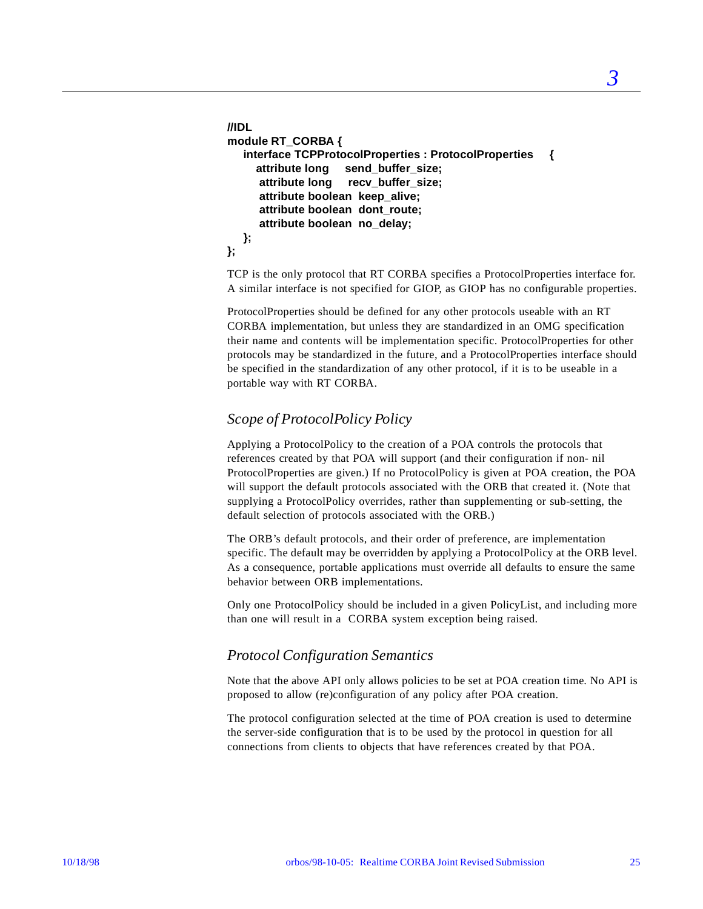```
//IDL
module RT_CORBA {
   interface TCPProtocolProperties : ProtocolProperties    {
      attribute long     send_buffer_size;
       attribute long     recv_buffer_size;
       attribute boolean  keep_alive;
       attribute boolean  dont_route;
       attribute boolean  no_delay;
   };
};
```

TCP is the only protocol that RT CORBA specifies a ProtocolProperties interface for. A similar interface is not specified for GIOP, as GIOP has no configurable properties.

ProtocolProperties should be defined for any other protocols useable with an RT CORBA implementation, but unless they are standardized in an OMG specification their name and contents will be implementation specific. ProtocolProperties for other protocols may be standardized in the future, and a ProtocolProperties interface should be specified in the standardization of any other protocol, if it is to be useable in a portable way with RT CORBA.

### *Scope of ProtocolPolicy Policy*

Applying a ProtocolPolicy to the creation of a POA controls the protocols that references created by that POA will support (and their configuration if non- nil ProtocolProperties are given.) If no ProtocolPolicy is given at POA creation, the POA will support the default protocols associated with the ORB that created it. (Note that supplying a ProtocolPolicy overrides, rather than supplementing or sub-setting, the default selection of protocols associated with the ORB.)

The ORB's default protocols, and their order of preference, are implementation specific. The default may be overridden by applying a ProtocolPolicy at the ORB level. As a consequence, portable applications must override all defaults to ensure the same behavior between ORB implementations.

Only one ProtocolPolicy should be included in a given PolicyList, and including more than one will result in a CORBA system exception being raised.

### *Protocol Configuration Semantics*

Note that the above API only allows policies to be set at POA creation time. No API is proposed to allow (re)configuration of any policy after POA creation.

The protocol configuration selected at the time of POA creation is used to determine the server-side configuration that is to be used by the protocol in question for all connections from clients to objects that have references created by that POA.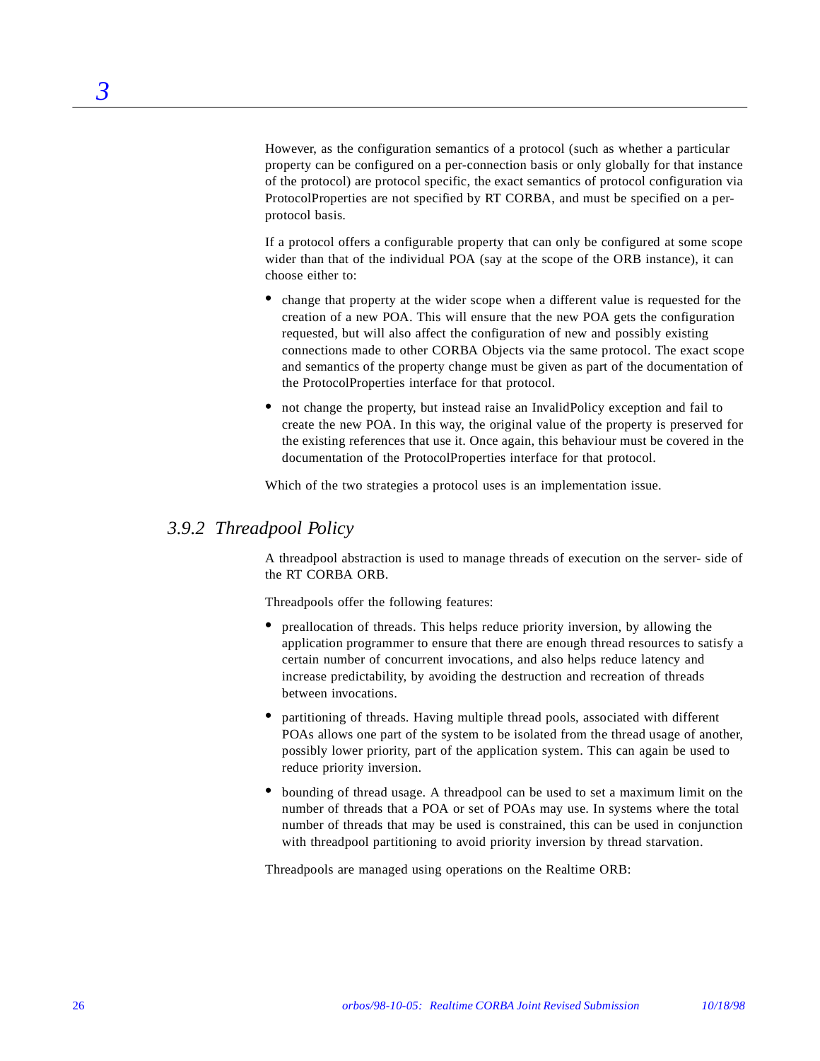However, as the configuration semantics of a protocol (such as whether a particular property can be configured on a per-connection basis or only globally for that instance of the protocol) are protocol specific, the exact semantics of protocol configuration via ProtocolProperties are not specified by RT CORBA, and must be specified on a per-protocol basis.

If a protocol offers a configurable property that can only be configured at some scope wider than that of the individual POA (say at the scope of the ORB instance), it can choose either to:

- change that property at the wider scope when a different value is requested for the creation of a new POA. This will ensure that the new POA gets the configuration requested, but will also affect the configuration of new and possibly existing connections made to other CORBA Objects via the same protocol. The exact scope and semantics of the property change must be given as part of the documentation of the ProtocolProperties interface for that protocol.
- not change the property, but instead raise an InvalidPolicy exception and fail to create the new POA. In this way, the original value of the property is preserved for the existing references that use it. Once again, this behaviour must be covered in the documentation of the ProtocolProperties interface for that protocol.

Which of the two strategies a protocol uses is an implementation issue.

### *3.9.2 Threadpool Policy*

A threadpool abstraction is used to manage threads of execution on the server- side of the RT CORBA ORB.

Threadpools offer the following features:

- preallocation of threads. This helps reduce priority inversion, by allowing the application programmer to ensure that there are enough thread resources to satisfy a certain number of concurrent invocations, and also helps reduce latency and increase predictability, by avoiding the destruction and recreation of threads between invocations.
- partitioning of threads. Having multiple thread pools, associated with different POAs allows one part of the system to be isolated from the thread usage of another, possibly lower priority, part of the application system. This can again be used to reduce priority inversion.
- bounding of thread usage. A threadpool can be used to set a maximum limit on the number of threads that a POA or set of POAs may use. In systems where the total number of threads that may be used is constrained, this can be used in conjunction with threadpool partitioning to avoid priority inversion by thread starvation.

Threadpools are managed using operations on the Realtime ORB: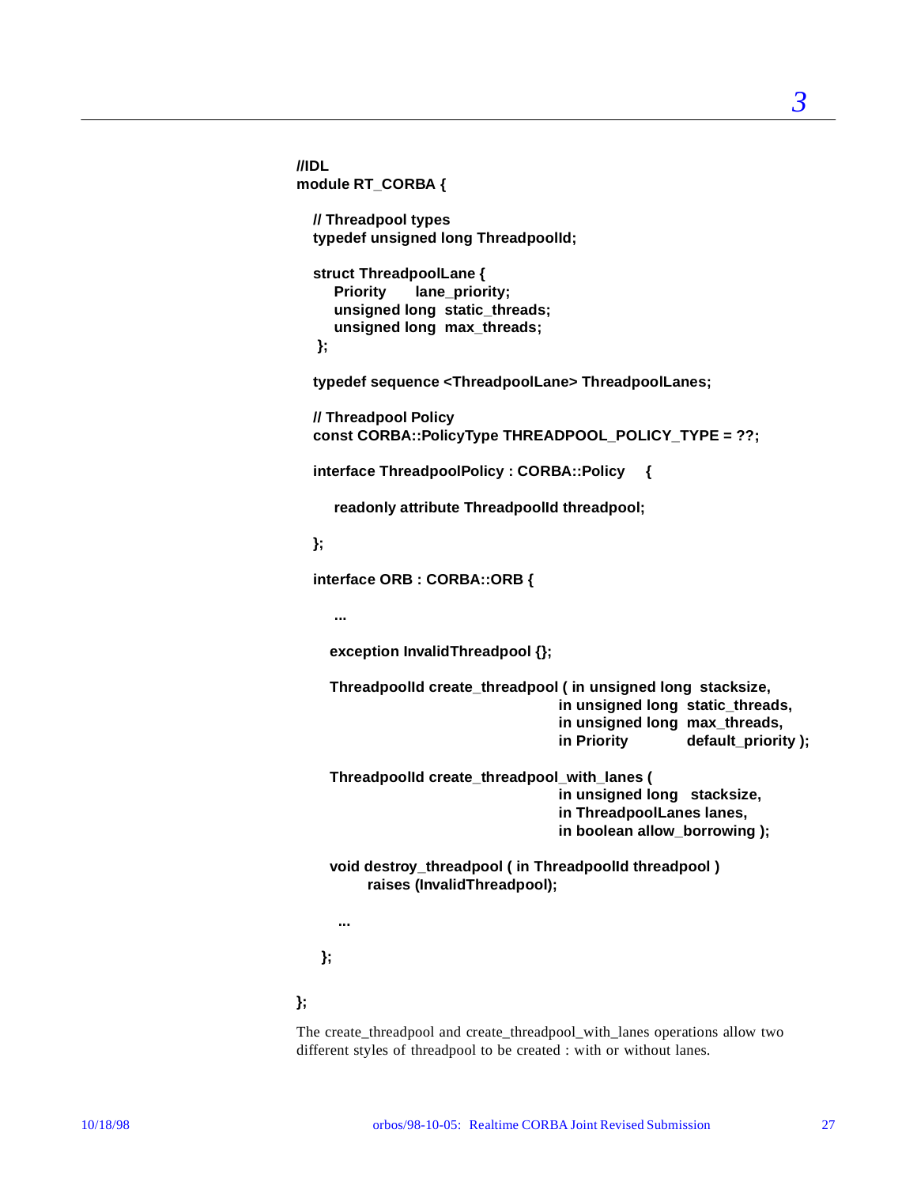```
//IDL
module RT_CORBA {

   // Threadpool types
   typedef unsigned long ThreadpoolId;

   struct ThreadpoolLane {
       Priority       lane_priority;
       unsigned long  static_threads;
       unsigned long  max_threads;
    };

   typedef sequence <ThreadpoolLane> ThreadpoolLanes;

   // Threadpool Policy
   const CORBA::PolicyType THREADPOOL_POLICY_TYPE = ??;

   interface ThreadpoolPolicy : CORBA::Policy     {

       readonly attribute ThreadpoolId threadpool;

   };

   interface ORB : CORBA::ORB {

       ...

      exception InvalidThreadpool {};

      ThreadpoolId create_threadpool ( in unsigned long  stacksize,
                                       in unsigned long  static_threads,
                                       in unsigned long  max_threads,
                                       in Priority           default_priority );

      ThreadpoolId create_threadpool_with_lanes (
                                       in unsigned long   stacksize,
                                       in ThreadpoolLanes lanes,
                                       in boolean allow_borrowing );

      void destroy_threadpool ( in ThreadpoolId threadpool )
            raises (InvalidThreadpool);

       ...

    };

};
```

The create_threadpool and create_threadpool_with_lanes operations allow two different styles of threadpool to be created : with or without lanes.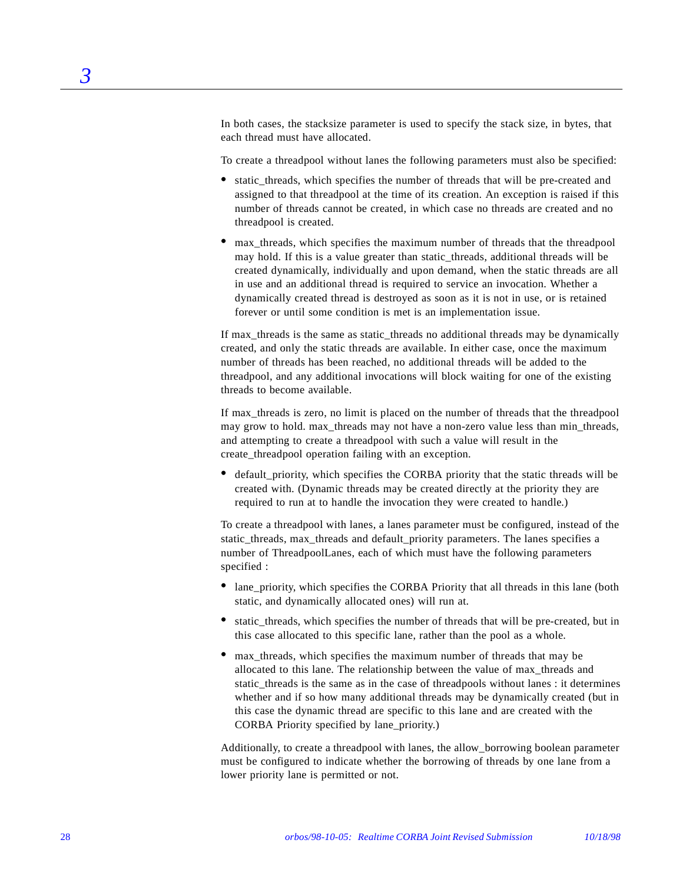In both cases, the stacksize parameter is used to specify the stack size, in bytes, that each thread must have allocated.

To create a threadpool without lanes the following parameters must also be specified:

- static_threads, which specifies the number of threads that will be pre-created and assigned to that threadpool at the time of its creation. An exception is raised if this number of threads cannot be created, in which case no threads are created and no threadpool is created.
- max_threads, which specifies the maximum number of threads that the threadpool may hold. If this is a value greater than static_threads, additional threads will be created dynamically, individually and upon demand, when the static threads are all in use and an additional thread is required to service an invocation. Whether a dynamically created thread is destroyed as soon as it is not in use, or is retained forever or until some condition is met is an implementation issue.

If max_threads is the same as static_threads no additional threads may be dynamically created, and only the static threads are available. In either case, once the maximum number of threads has been reached, no additional threads will be added to the threadpool, and any additional invocations will block waiting for one of the existing threads to become available.

If max_threads is zero, no limit is placed on the number of threads that the threadpool may grow to hold. max_threads may not have a non-zero value less than min_threads, and attempting to create a threadpool with such a value will result in the create_threadpool operation failing with an exception.

- default_priority, which specifies the CORBA priority that the static threads will be created with. (Dynamic threads may be created directly at the priority they are required to run at to handle the invocation they were created to handle.)

To create a threadpool with lanes, a lanes parameter must be configured, instead of the static_threads, max_threads and default_priority parameters. The lanes specifies a number of ThreadpoolLanes, each of which must have the following parameters specified :

- lane_priority, which specifies the CORBA Priority that all threads in this lane (both static, and dynamically allocated ones) will run at.
- static_threads, which specifies the number of threads that will be pre-created, but in this case allocated to this specific lane, rather than the pool as a whole.
- max_threads, which specifies the maximum number of threads that may be allocated to this lane. The relationship between the value of max_threads and static_threads is the same as in the case of threadpools without lanes : it determines whether and if so how many additional threads may be dynamically created (but in this case the dynamic thread are specific to this lane and are created with the CORBA Priority specified by lane_priority.)

Additionally, to create a threadpool with lanes, the allow_borrowing boolean parameter must be configured to indicate whether the borrowing of threads by one lane from a lower priority lane is permitted or not.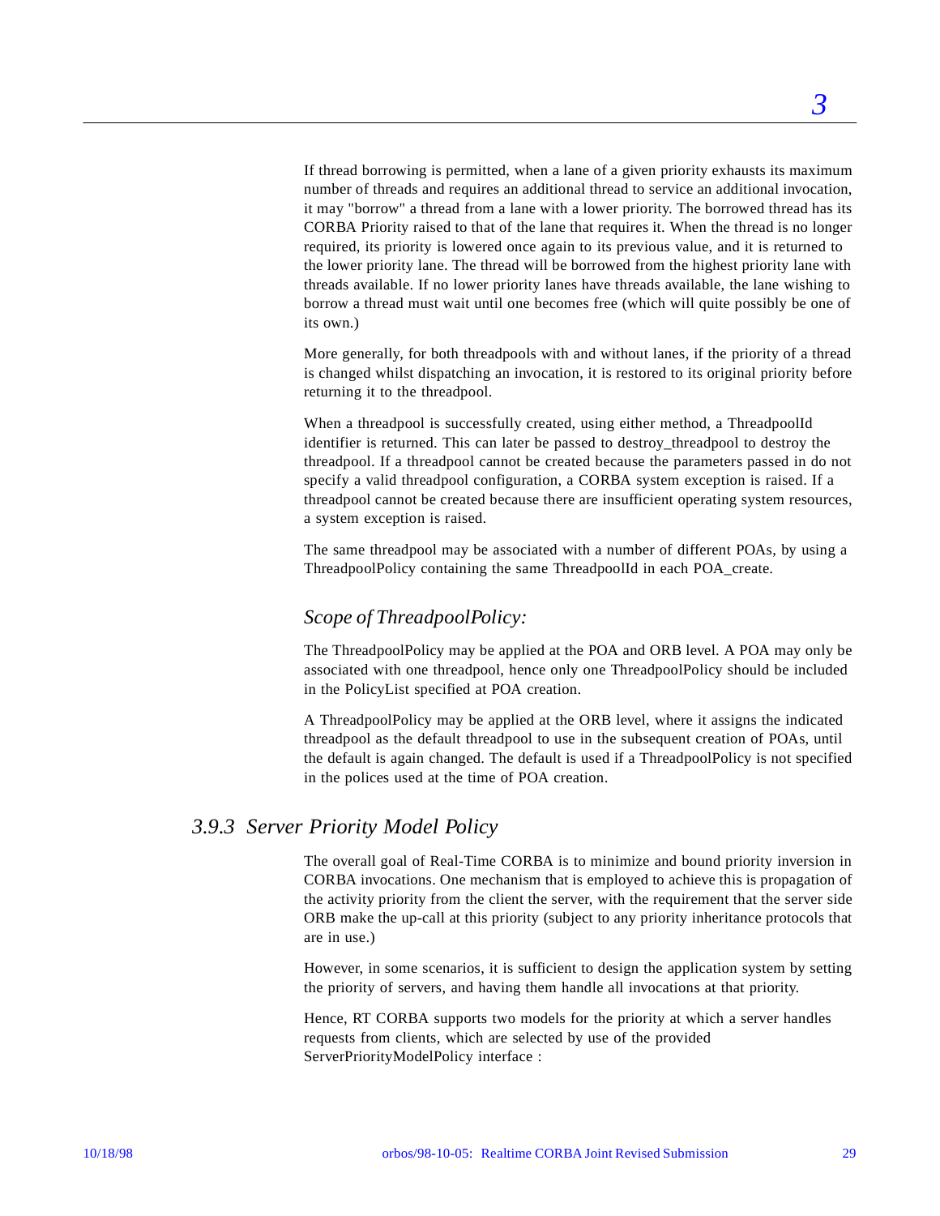If thread borrowing is permitted, when a lane of a given priority exhausts its maximum number of threads and requires an additional thread to service an additional invocation, it may "borrow" a thread from a lane with a lower priority. The borrowed thread has its CORBA Priority raised to that of the lane that requires it. When the thread is no longer required, its priority is lowered once again to its previous value, and it is returned to the lower priority lane. The thread will be borrowed from the highest priority lane with threads available. If no lower priority lanes have threads available, the lane wishing to borrow a thread must wait until one becomes free (which will quite possibly be one of its own.)

More generally, for both threadpools with and without lanes, if the priority of a thread is changed whilst dispatching an invocation, it is restored to its original priority before returning it to the threadpool.

When a threadpool is successfully created, using either method, a ThreadpoolId identifier is returned. This can later be passed to destroy_threadpool to destroy the threadpool. If a threadpool cannot be created because the parameters passed in do not specify a valid threadpool configuration, a CORBA system exception is raised. If a threadpool cannot be created because there are insufficient operating system resources, a system exception is raised.

The same threadpool may be associated with a number of different POAs, by using a ThreadpoolPolicy containing the same ThreadpoolId in each POA_create.

#### *Scope of ThreadpoolPolicy:*

The ThreadpoolPolicy may be applied at the POA and ORB level. A POA may only be associated with one threadpool, hence only one ThreadpoolPolicy should be included in the PolicyList specified at POA creation.

A ThreadpoolPolicy may be applied at the ORB level, where it assigns the indicated threadpool as the default threadpool to use in the subsequent creation of POAs, until the default is again changed. The default is used if a ThreadpoolPolicy is not specified in the polices used at the time of POA creation.

### *3.9.3 Server Priority Model Policy*

The overall goal of Real-Time CORBA is to minimize and bound priority inversion in CORBA invocations. One mechanism that is employed to achieve this is propagation of the activity priority from the client the server, with the requirement that the server side ORB make the up-call at this priority (subject to any priority inheritance protocols that are in use.)

However, in some scenarios, it is sufficient to design the application system by setting the priority of servers, and having them handle all invocations at that priority.

Hence, RT CORBA supports two models for the priority at which a server handles requests from clients, which are selected by use of the provided ServerPriorityModelPolicy interface :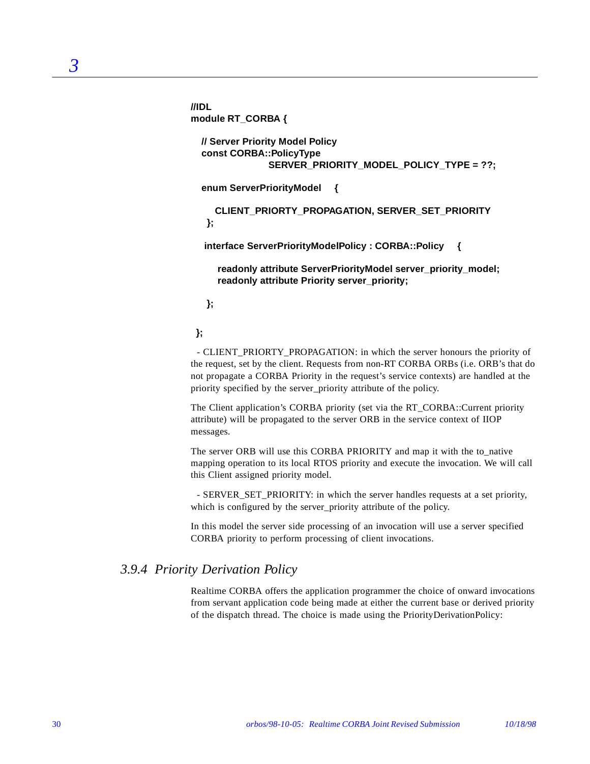```
//IDL
module RT_CORBA {

  // Server Priority Model Policy
  const CORBA::PolicyType
                 SERVER_PRIORITY_MODEL_POLICY_TYPE = ??;

  enum ServerPriorityModel    {

     CLIENT_PRIORTY_PROPAGATION, SERVER_SET_PRIORITY
   };

   interface ServerPriorityModelPolicy : CORBA::Policy    {

      readonly attribute ServerPriorityModel server_priority_model;
      readonly attribute Priority server_priority;

   };

 };
```

- CLIENT_PRIORTY_PROPAGATION: in which the server honours the priority of the request, set by the client. Requests from non-RT CORBA ORBs (i.e. ORB's that do not propagate a CORBA Priority in the request's service contexts) are handled at the priority specified by the server_priority attribute of the policy.

The Client application's CORBA priority (set via the RT_CORBA::Current priority attribute) will be propagated to the server ORB in the service context of IIOP messages.

The server ORB will use this CORBA PRIORITY and map it with the to_native mapping operation to its local RTOS priority and execute the invocation. We will call this Client assigned priority model.

- SERVER_SET_PRIORITY: in which the server handles requests at a set priority, which is configured by the server_priority attribute of the policy.

In this model the server side processing of an invocation will use a server specified CORBA priority to perform processing of client invocations.

## *3.9.4 Priority Derivation Policy*

Realtime CORBA offers the application programmer the choice of onward invocations from servant application code being made at either the current base or derived priority of the dispatch thread. The choice is made using the PriorityDerivationPolicy: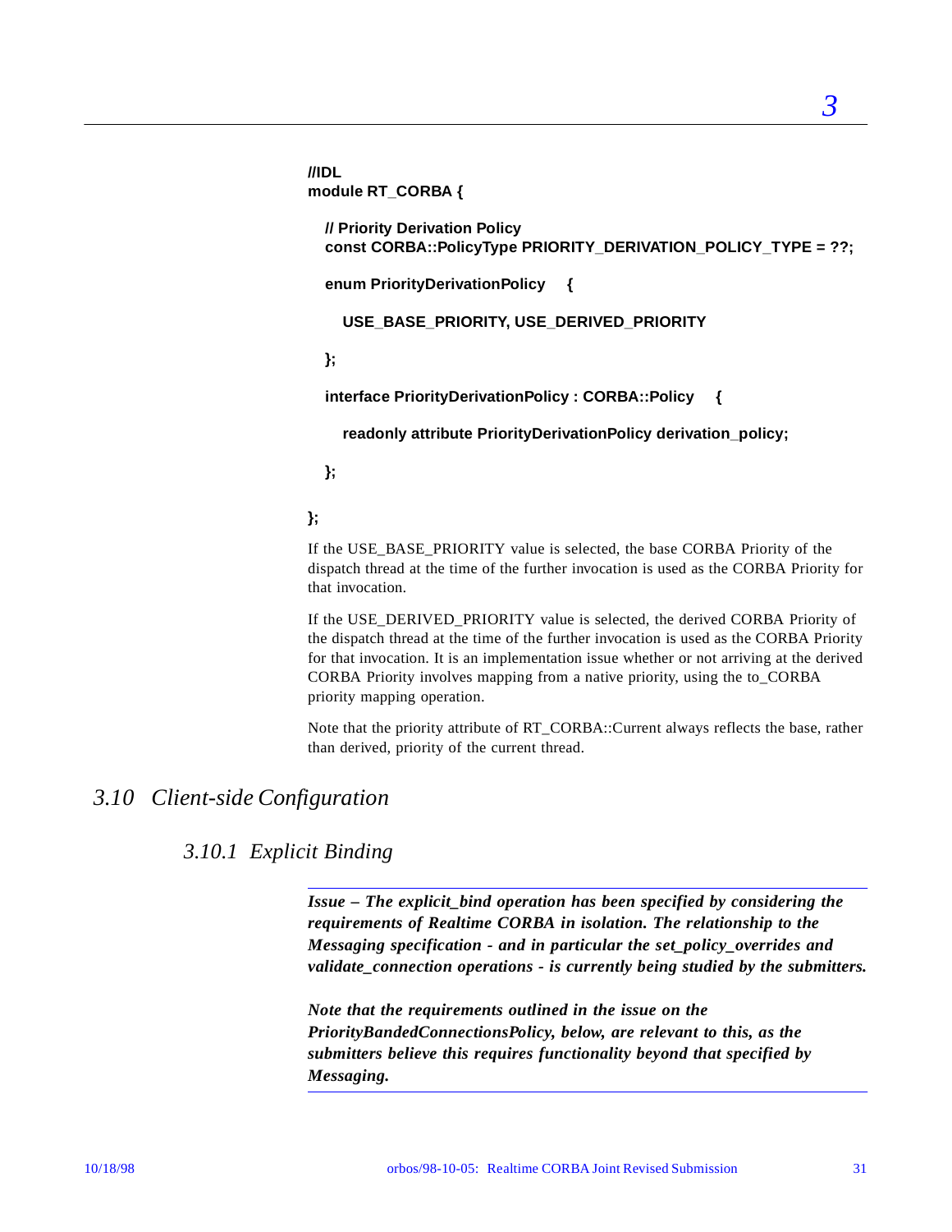```
//IDL
module RT_CORBA {

   // Priority Derivation Policy
   const CORBA::PolicyType PRIORITY_DERIVATION_POLICY_TYPE = ??;

   enum PriorityDerivationPolicy    {

      USE_BASE_PRIORITY, USE_DERIVED_PRIORITY

   };

   interface PriorityDerivationPolicy : CORBA::Policy    {

      readonly attribute PriorityDerivationPolicy derivation_policy;

   };

};
```

If the USE_BASE_PRIORITY value is selected, the base CORBA Priority of the dispatch thread at the time of the further invocation is used as the CORBA Priority for that invocation.

If the USE_DERIVED_PRIORITY value is selected, the derived CORBA Priority of the dispatch thread at the time of the further invocation is used as the CORBA Priority for that invocation. It is an implementation issue whether or not arriving at the derived CORBA Priority involves mapping from a native priority, using the to_CORBA priority mapping operation.

Note that the priority attribute of RT_CORBA::Current always reflects the base, rather than derived, priority of the current thread.

## 3.10 Client-side Configuration

### 3.10.1 Explicit Binding

---

***Issue – The explicit_bind operation has been specified by considering the requirements of Realtime CORBA in isolation. The relationship to the Messaging specification - and in particular the set_policy_overrides and validate_connection operations - is currently being studied by the submitters.***

***Note that the requirements outlined in the issue on the PriorityBandedConnectionsPolicy, below, are relevant to this, as the submitters believe this requires functionality beyond that specified by Messaging.***

---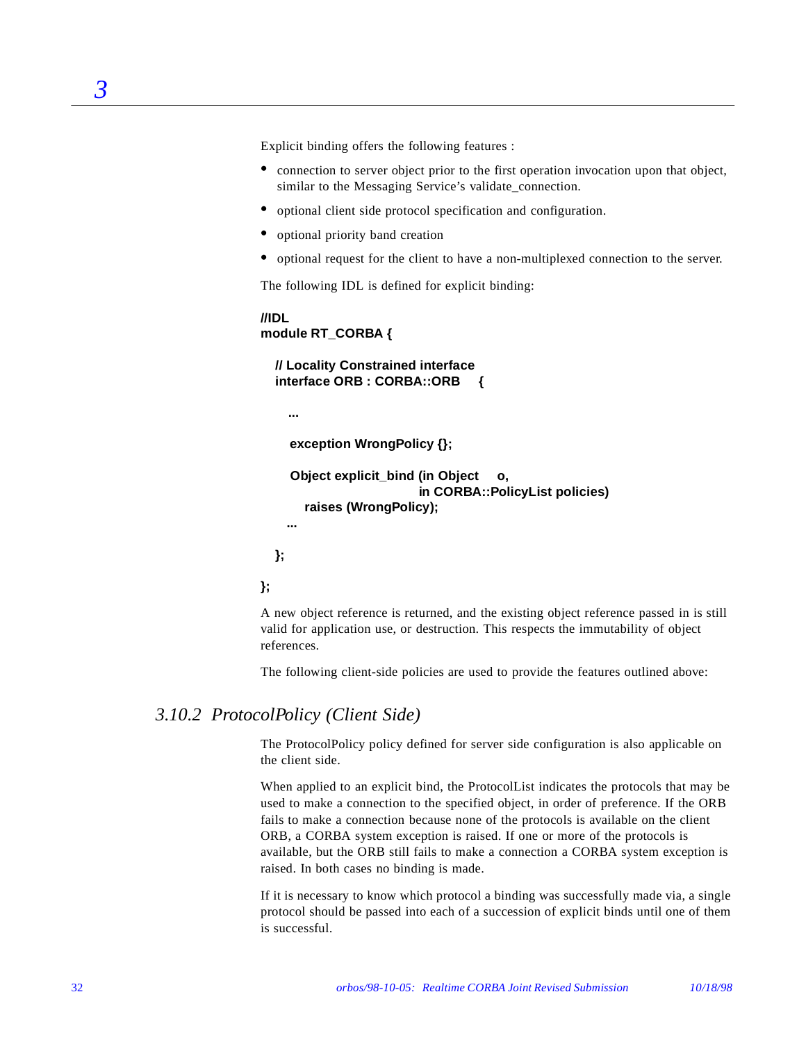Explicit binding offers the following features :

- connection to server object prior to the first operation invocation upon that object, similar to the Messaging Service's validate_connection.
- optional client side protocol specification and configuration.
- optional priority band creation
- optional request for the client to have a non-multiplexed connection to the server.

The following IDL is defined for explicit binding:

```
//IDL
module RT_CORBA {

   // Locality Constrained interface
   interface ORB : CORBA::ORB    {

      ...

      exception WrongPolicy {};

      Object explicit_bind (in Object     o,
                            in CORBA::PolicyList policies)
         raises (WrongPolicy);
     ...

   };

};
```

A new object reference is returned, and the existing object reference passed in is still valid for application use, or destruction. This respects the immutability of object references.

The following client-side policies are used to provide the features outlined above:

### *3.10.2 ProtocolPolicy (Client Side)*

The ProtocolPolicy policy defined for server side configuration is also applicable on the client side.

When applied to an explicit bind, the ProtocolList indicates the protocols that may be used to make a connection to the specified object, in order of preference. If the ORB fails to make a connection because none of the protocols is available on the client ORB, a CORBA system exception is raised. If one or more of the protocols is available, but the ORB still fails to make a connection a CORBA system exception is raised. In both cases no binding is made.

If it is necessary to know which protocol a binding was successfully made via, a single protocol should be passed into each of a succession of explicit binds until one of them is successful.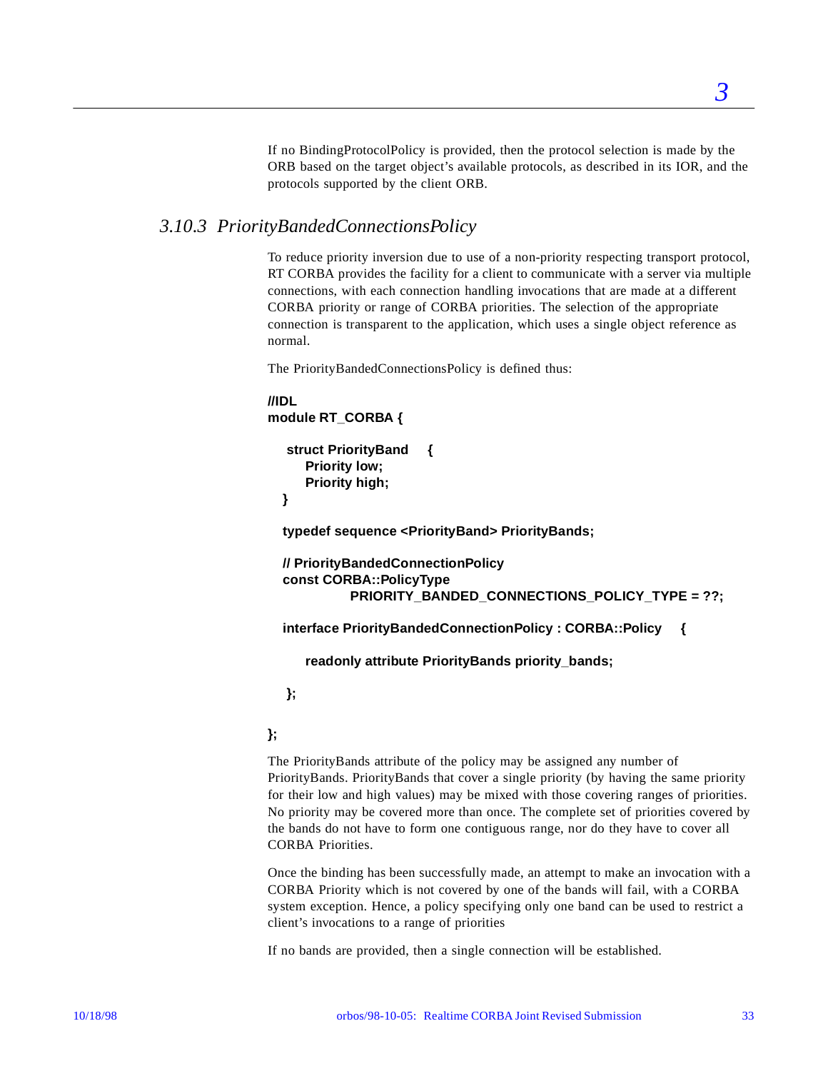If no BindingProtocolPolicy is provided, then the protocol selection is made by the ORB based on the target object's available protocols, as described in its IOR, and the protocols supported by the client ORB.

### *3.10.3 PriorityBandedConnectionsPolicy*

To reduce priority inversion due to use of a non-priority respecting transport protocol, RT CORBA provides the facility for a client to communicate with a server via multiple connections, with each connection handling invocations that are made at a different CORBA priority or range of CORBA priorities. The selection of the appropriate connection is transparent to the application, which uses a single object reference as normal.

The PriorityBandedConnectionsPolicy is defined thus:

```
//IDL
module RT_CORBA {

    struct PriorityBand     {
        Priority low;
        Priority high;
   }

   typedef sequence <PriorityBand> PriorityBands;

   // PriorityBandedConnectionPolicy
   const CORBA::PolicyType
              PRIORITY_BANDED_CONNECTIONS_POLICY_TYPE = ??;

   interface PriorityBandedConnectionPolicy : CORBA::Policy     {

        readonly attribute PriorityBands priority_bands;

    };

};
```

The PriorityBands attribute of the policy may be assigned any number of PriorityBands. PriorityBands that cover a single priority (by having the same priority for their low and high values) may be mixed with those covering ranges of priorities. No priority may be covered more than once. The complete set of priorities covered by the bands do not have to form one contiguous range, nor do they have to cover all CORBA Priorities.

Once the binding has been successfully made, an attempt to make an invocation with a CORBA Priority which is not covered by one of the bands will fail, with a CORBA system exception. Hence, a policy specifying only one band can be used to restrict a client's invocations to a range of priorities

If no bands are provided, then a single connection will be established.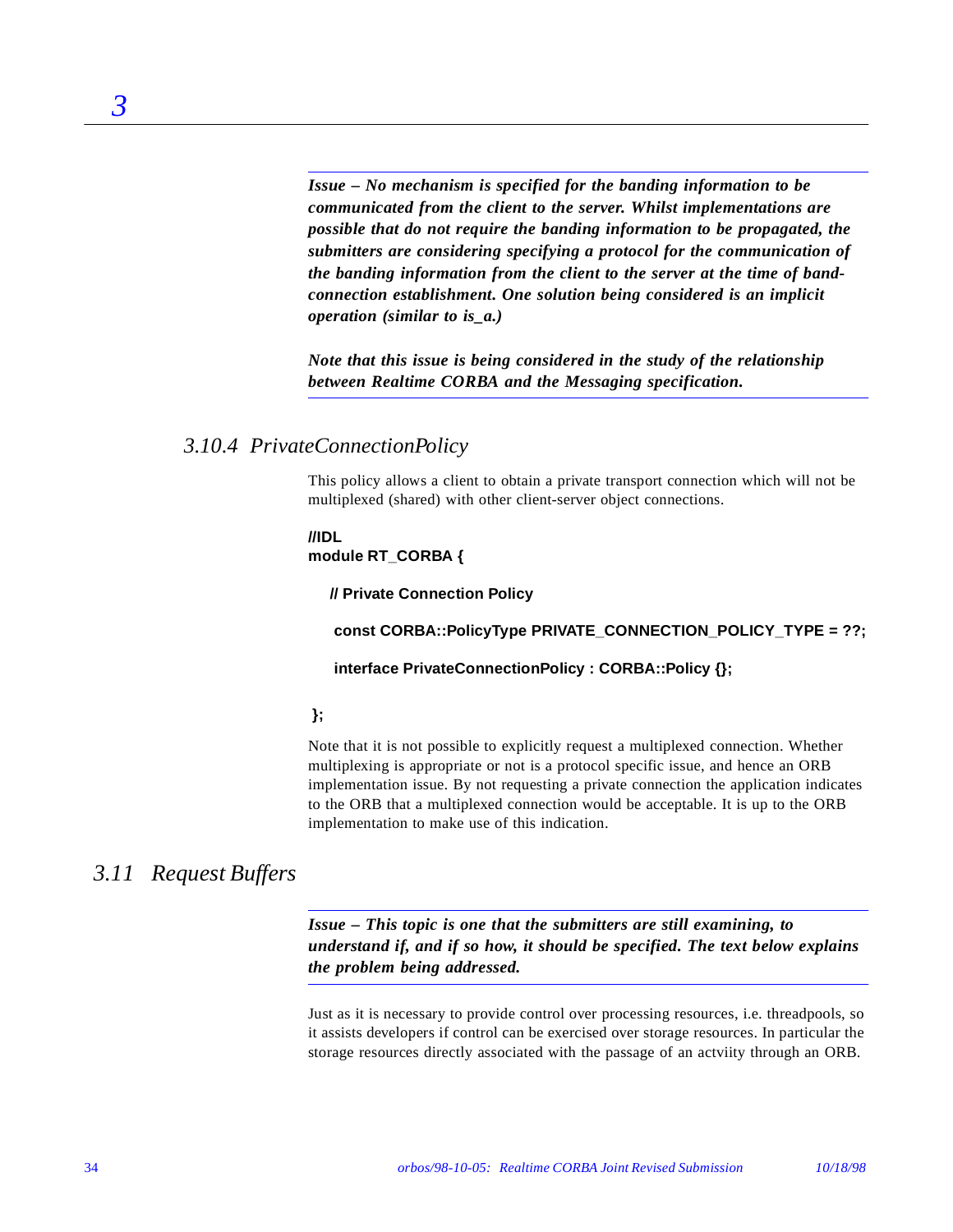*Issue – No mechanism is specified for the banding information to be communicated from the client to the server. Whilst implementations are possible that do not require the banding information to be propagated, the submitters are considering specifying a protocol for the communication of the banding information from the client to the server at the time of band-connection establishment. One solution being considered is an implicit operation (similar to is_a.)*

*Note that this issue is being considered in the study of the relationship between Realtime CORBA and the Messaging specification.*

### 3.10.4 PrivateConnectionPolicy

This policy allows a client to obtain a private transport connection which will not be multiplexed (shared) with other client-server object connections.

```
//IDL
module RT_CORBA {

   // Private Connection Policy

    const CORBA::PolicyType PRIVATE_CONNECTION_POLICY_TYPE = ??;

    interface PrivateConnectionPolicy : CORBA::Policy {};

 };
```

Note that it is not possible to explicitly request a multiplexed connection. Whether multiplexing is appropriate or not is a protocol specific issue, and hence an ORB implementation issue. By not requesting a private connection the application indicates to the ORB that a multiplexed connection would be acceptable. It is up to the ORB implementation to make use of this indication.

## 3.11 Request Buffers

*Issue – This topic is one that the submitters are still examining, to understand if, and if so how, it should be specified. The text below explains the problem being addressed.*

Just as it is necessary to provide control over processing resources, i.e. threadpools, so it assists developers if control can be exercised over storage resources. In particular the storage resources directly associated with the passage of an actviity through an ORB.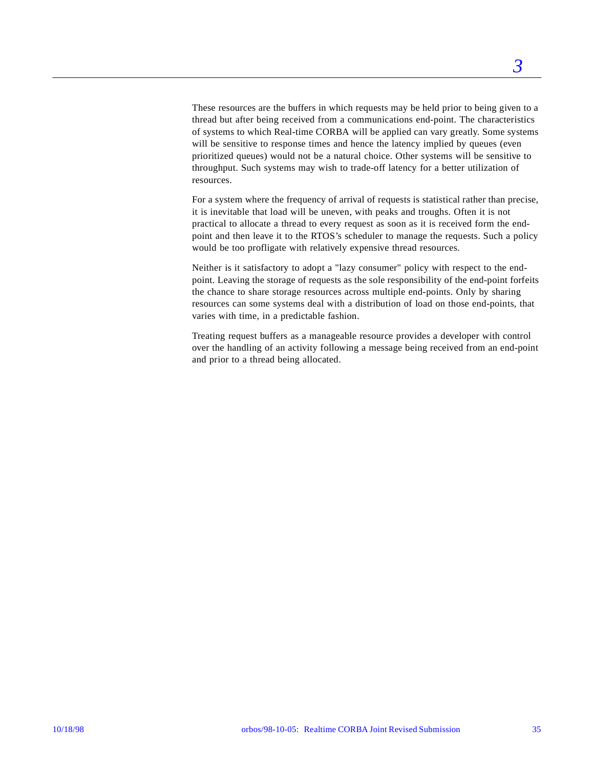These resources are the buffers in which requests may be held prior to being given to a thread but after being received from a communications end-point. The characteristics of systems to which Real-time CORBA will be applied can vary greatly. Some systems will be sensitive to response times and hence the latency implied by queues (even prioritized queues) would not be a natural choice. Other systems will be sensitive to throughput. Such systems may wish to trade-off latency for a better utilization of resources.

For a system where the frequency of arrival of requests is statistical rather than precise, it is inevitable that load will be uneven, with peaks and troughs. Often it is not practical to allocate a thread to every request as soon as it is received form the end-point and then leave it to the RTOS's scheduler to manage the requests. Such a policy would be too profligate with relatively expensive thread resources.

Neither is it satisfactory to adopt a "lazy consumer" policy with respect to the end-point. Leaving the storage of requests as the sole responsibility of the end-point forfeits the chance to share storage resources across multiple end-points. Only by sharing resources can some systems deal with a distribution of load on those end-points, that varies with time, in a predictable fashion.

Treating request buffers as a manageable resource provides a developer with control over the handling of an activity following a message being received from an end-point and prior to a thread being allocated.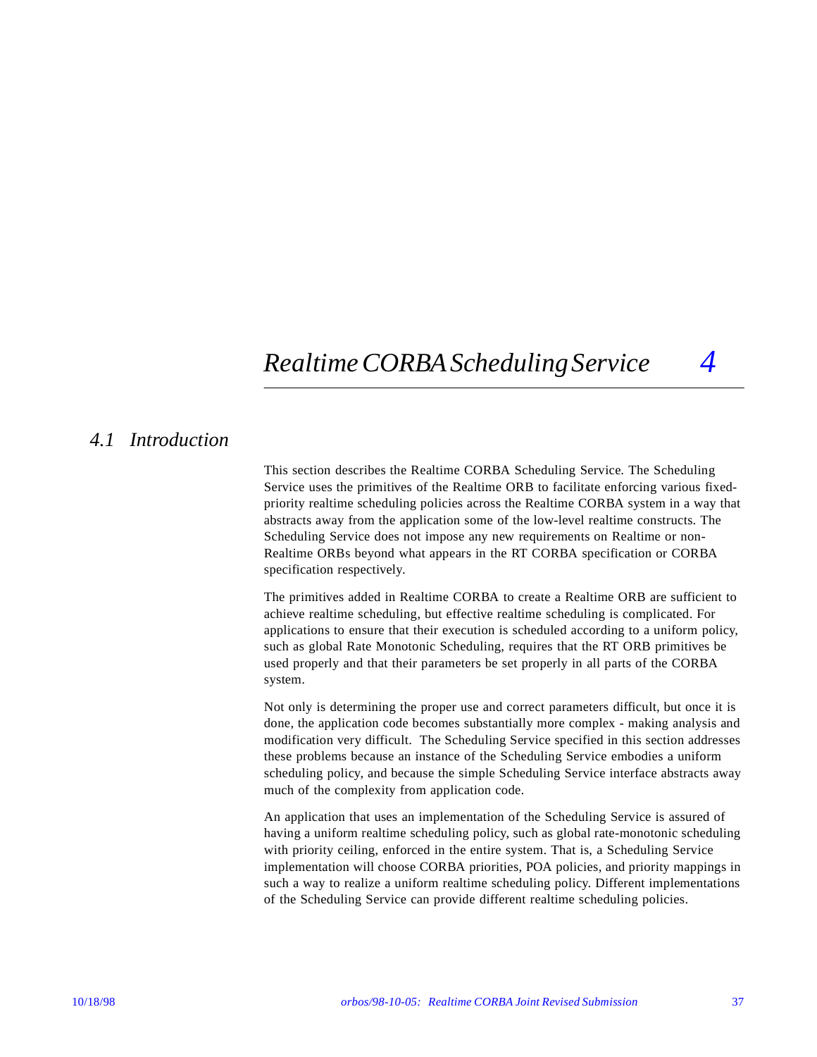# 4 Realtime CORBA Scheduling Service

## 4.1 Introduction

This section describes the Realtime CORBA Scheduling Service. The Scheduling Service uses the primitives of the Realtime ORB to facilitate enforcing various fixed-priority realtime scheduling policies across the Realtime CORBA system in a way that abstracts away from the application some of the low-level realtime constructs. The Scheduling Service does not impose any new requirements on Realtime or non-Realtime ORBs beyond what appears in the RT CORBA specification or CORBA specification respectively.

The primitives added in Realtime CORBA to create a Realtime ORB are sufficient to achieve realtime scheduling, but effective realtime scheduling is complicated. For applications to ensure that their execution is scheduled according to a uniform policy, such as global Rate Monotonic Scheduling, requires that the RT ORB primitives be used properly and that their parameters be set properly in all parts of the CORBA system.

Not only is determining the proper use and correct parameters difficult, but once it is done, the application code becomes substantially more complex - making analysis and modification very difficult. The Scheduling Service specified in this section addresses these problems because an instance of the Scheduling Service embodies a uniform scheduling policy, and because the simple Scheduling Service interface abstracts away much of the complexity from application code.

An application that uses an implementation of the Scheduling Service is assured of having a uniform realtime scheduling policy, such as global rate-monotonic scheduling with priority ceiling, enforced in the entire system. That is, a Scheduling Service implementation will choose CORBA priorities, POA policies, and priority mappings in such a way to realize a uniform realtime scheduling policy. Different implementations of the Scheduling Service can provide different realtime scheduling policies.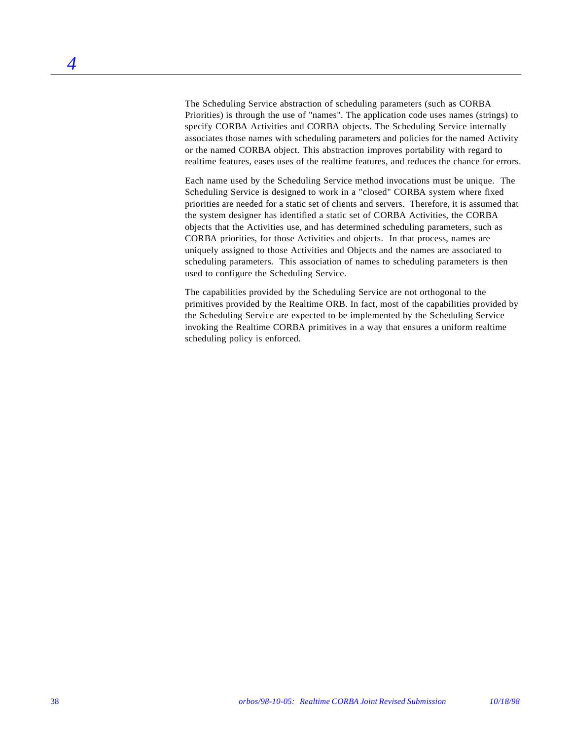The Scheduling Service abstraction of scheduling parameters (such as CORBA Priorities) is through the use of "names". The application code uses names (strings) to specify CORBA Activities and CORBA objects. The Scheduling Service internally associates those names with scheduling parameters and policies for the named Activity or the named CORBA object. This abstraction improves portability with regard to realtime features, eases uses of the realtime features, and reduces the chance for errors.

Each name used by the Scheduling Service method invocations must be unique. The Scheduling Service is designed to work in a "closed" CORBA system where fixed priorities are needed for a static set of clients and servers. Therefore, it is assumed that the system designer has identified a static set of CORBA Activities, the CORBA objects that the Activities use, and has determined scheduling parameters, such as CORBA priorities, for those Activities and objects. In that process, names are uniquely assigned to those Activities and Objects and the names are associated to scheduling parameters. This association of names to scheduling parameters is then used to configure the Scheduling Service.

The capabilities provided by the Scheduling Service are not orthogonal to the primitives provided by the Realtime ORB. In fact, most of the capabilities provided by the Scheduling Service are expected to be implemented by the Scheduling Service invoking the Realtime CORBA primitives in a way that ensures a uniform realtime scheduling policy is enforced.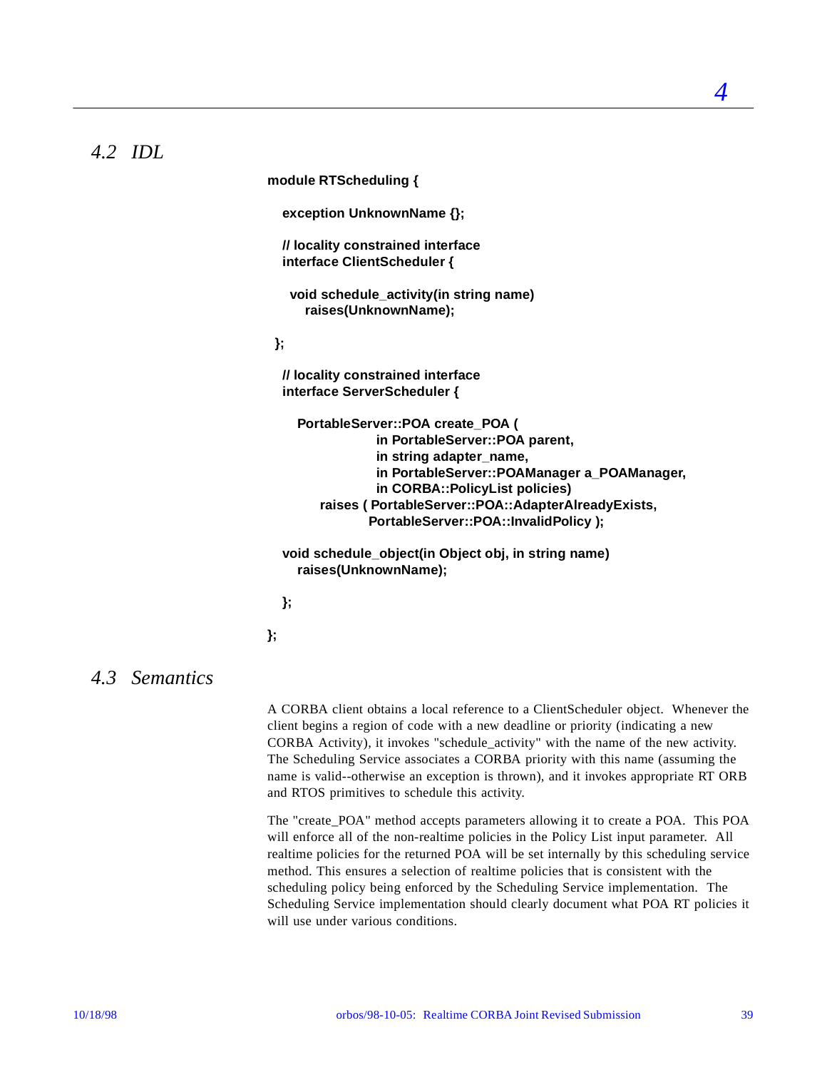## 4.2 IDL

```
module RTScheduling {

  exception UnknownName {};

  // locality constrained interface
  interface ClientScheduler {

   void schedule_activity(in string name)
      raises(UnknownName);

 };

  // locality constrained interface
  interface ServerScheduler {

     PortableServer::POA create_POA (
                    in PortableServer::POA parent,
                    in string adapter_name,
                    in PortableServer::POAManager a_POAManager,
                    in CORBA::PolicyList policies)
        raises ( PortableServer::POA::AdapterAlreadyExists,
                 PortableServer::POA::InvalidPolicy );

  void schedule_object(in Object obj, in string name)
     raises(UnknownName);

  };

};
```

## 4.3 Semantics

A CORBA client obtains a local reference to a ClientScheduler object. Whenever the client begins a region of code with a new deadline or priority (indicating a new CORBA Activity), it invokes "schedule_activity" with the name of the new activity. The Scheduling Service associates a CORBA priority with this name (assuming the name is valid--otherwise an exception is thrown), and it invokes appropriate RT ORB and RTOS primitives to schedule this activity.

The "create_POA" method accepts parameters allowing it to create a POA. This POA will enforce all of the non-realtime policies in the Policy List input parameter. All realtime policies for the returned POA will be set internally by this scheduling service method. This ensures a selection of realtime policies that is consistent with the scheduling policy being enforced by the Scheduling Service implementation. The Scheduling Service implementation should clearly document what POA RT policies it will use under various conditions.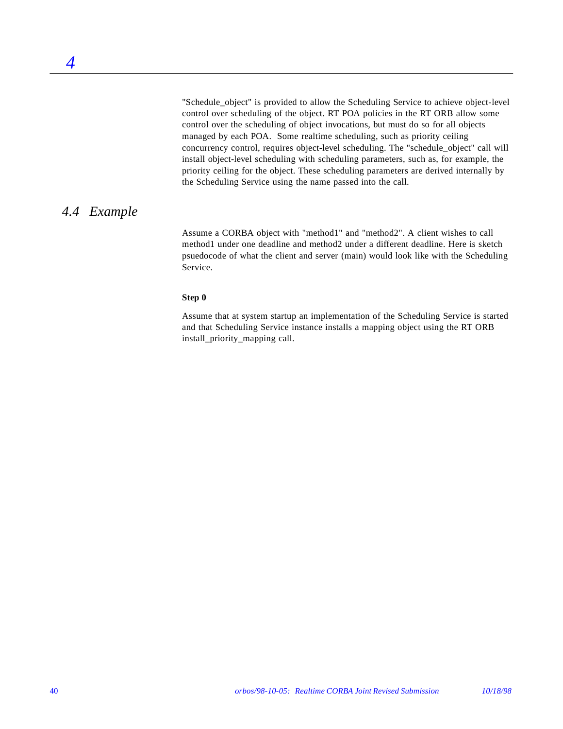"Schedule_object" is provided to allow the Scheduling Service to achieve object-level control over scheduling of the object. RT POA policies in the RT ORB allow some control over the scheduling of object invocations, but must do so for all objects managed by each POA. Some realtime scheduling, such as priority ceiling concurrency control, requires object-level scheduling. The "schedule_object" call will install object-level scheduling with scheduling parameters, such as, for example, the priority ceiling for the object. These scheduling parameters are derived internally by the Scheduling Service using the name passed into the call.

## 4.4 Example

Assume a CORBA object with "method1" and "method2". A client wishes to call method1 under one deadline and method2 under a different deadline. Here is sketch psuedocode of what the client and server (main) would look like with the Scheduling Service.

**Step 0**

Assume that at system startup an implementation of the Scheduling Service is started and that Scheduling Service instance installs a mapping object using the RT ORB install_priority_mapping call.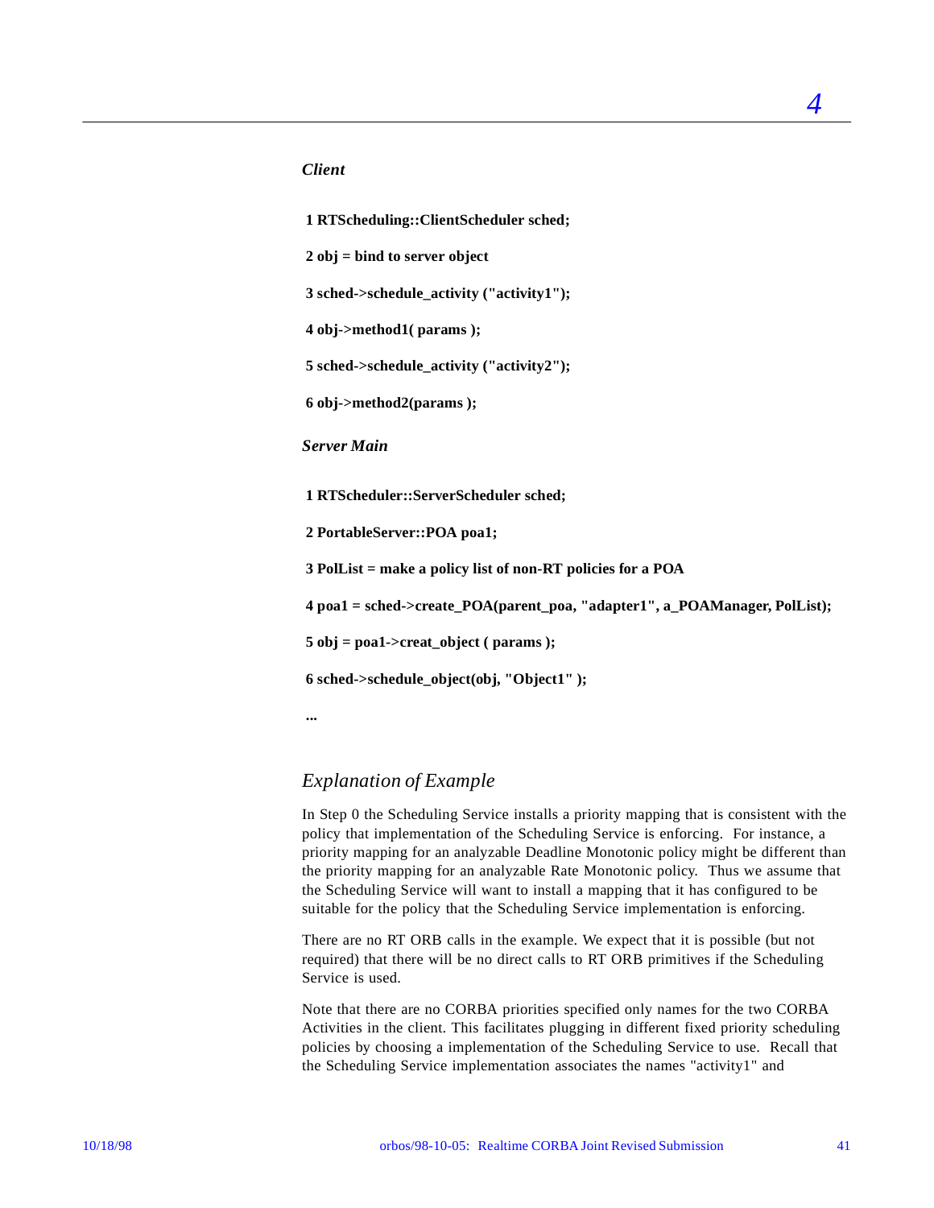*Client*

```
1 RTScheduling::ClientScheduler sched;

2 obj = bind to server object

3 sched->schedule_activity ("activity1");

4 obj->method1( params );

5 sched->schedule_activity ("activity2");

6 obj->method2(params );
```

*Server Main*

```
1 RTScheduler::ServerScheduler sched;

2 PortableServer::POA poa1;

3 PolList = make a policy list of non-RT policies for a POA

4 poa1 = sched->create_POA(parent_poa, "adapter1", a_POAManager, PolList);

5 obj = poa1->creat_object ( params );

6 sched->schedule_object(obj, "Object1" );

...
```

## *Explanation of Example*

In Step 0 the Scheduling Service installs a priority mapping that is consistent with the policy that implementation of the Scheduling Service is enforcing. For instance, a priority mapping for an analyzable Deadline Monotonic policy might be different than the priority mapping for an analyzable Rate Monotonic policy. Thus we assume that the Scheduling Service will want to install a mapping that it has configured to be suitable for the policy that the Scheduling Service implementation is enforcing.

There are no RT ORB calls in the example. We expect that it is possible (but not required) that there will be no direct calls to RT ORB primitives if the Scheduling Service is used.

Note that there are no CORBA priorities specified only names for the two CORBA Activities in the client. This facilitates plugging in different fixed priority scheduling policies by choosing a implementation of the Scheduling Service to use. Recall that the Scheduling Service implementation associates the names "activity1" and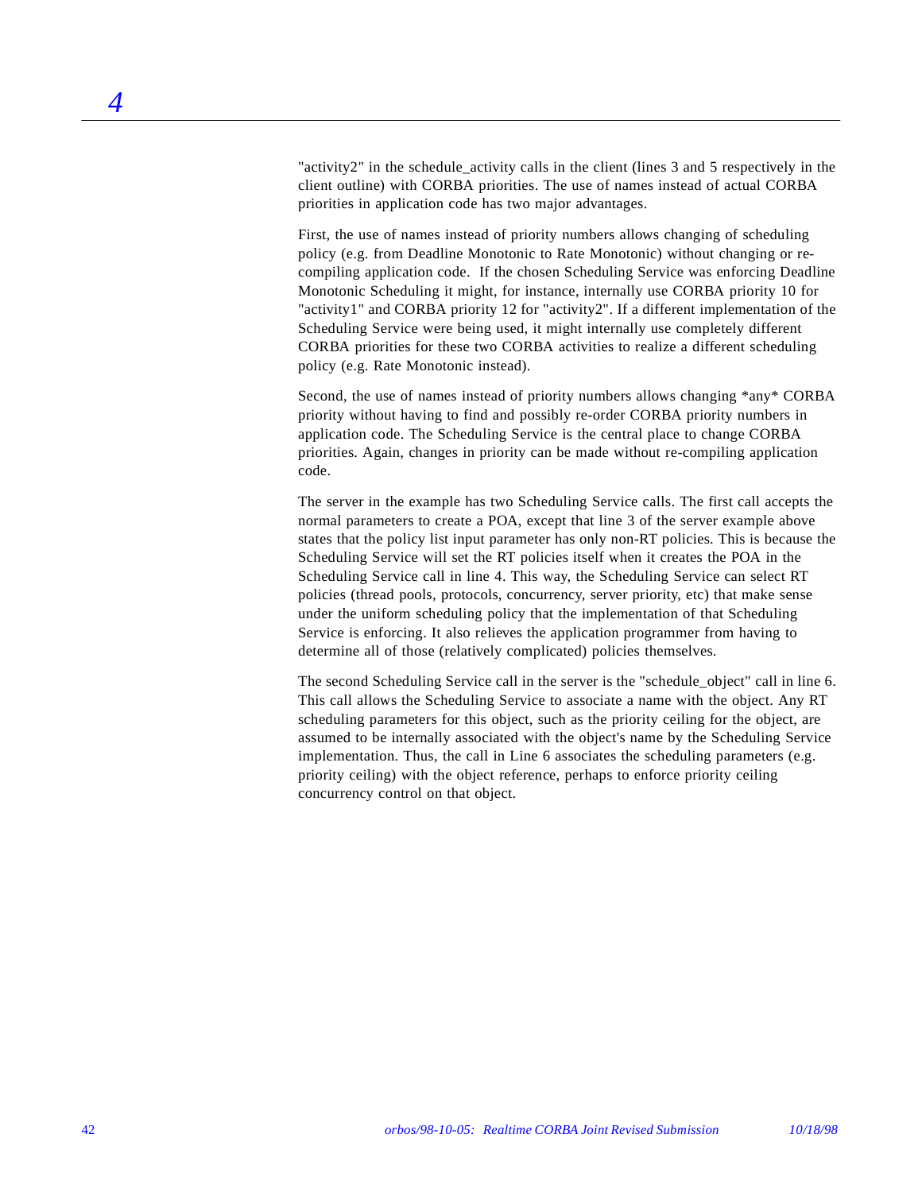"activity2" in the schedule_activity calls in the client (lines 3 and 5 respectively in the client outline) with CORBA priorities. The use of names instead of actual CORBA priorities in application code has two major advantages.

First, the use of names instead of priority numbers allows changing of scheduling policy (e.g. from Deadline Monotonic to Rate Monotonic) without changing or re-compiling application code.  If the chosen Scheduling Service was enforcing Deadline Monotonic Scheduling it might, for instance, internally use CORBA priority 10 for "activity1" and CORBA priority 12 for "activity2". If a different implementation of the Scheduling Service were being used, it might internally use completely different CORBA priorities for these two CORBA activities to realize a different scheduling policy (e.g. Rate Monotonic instead).

Second, the use of names instead of priority numbers allows changing *any* CORBA priority without having to find and possibly re-order CORBA priority numbers in application code. The Scheduling Service is the central place to change CORBA priorities. Again, changes in priority can be made without re-compiling application code.

The server in the example has two Scheduling Service calls. The first call accepts the normal parameters to create a POA, except that line 3 of the server example above states that the policy list input parameter has only non-RT policies. This is because the Scheduling Service will set the RT policies itself when it creates the POA in the Scheduling Service call in line 4. This way, the Scheduling Service can select RT policies (thread pools, protocols, concurrency, server priority, etc) that make sense under the uniform scheduling policy that the implementation of that Scheduling Service is enforcing. It also relieves the application programmer from having to determine all of those (relatively complicated) policies themselves.

The second Scheduling Service call in the server is the "schedule_object" call in line 6. This call allows the Scheduling Service to associate a name with the object. Any RT scheduling parameters for this object, such as the priority ceiling for the object, are assumed to be internally associated with the object's name by the Scheduling Service implementation. Thus, the call in Line 6 associates the scheduling parameters (e.g. priority ceiling) with the object reference, perhaps to enforce priority ceiling concurrency control on that object.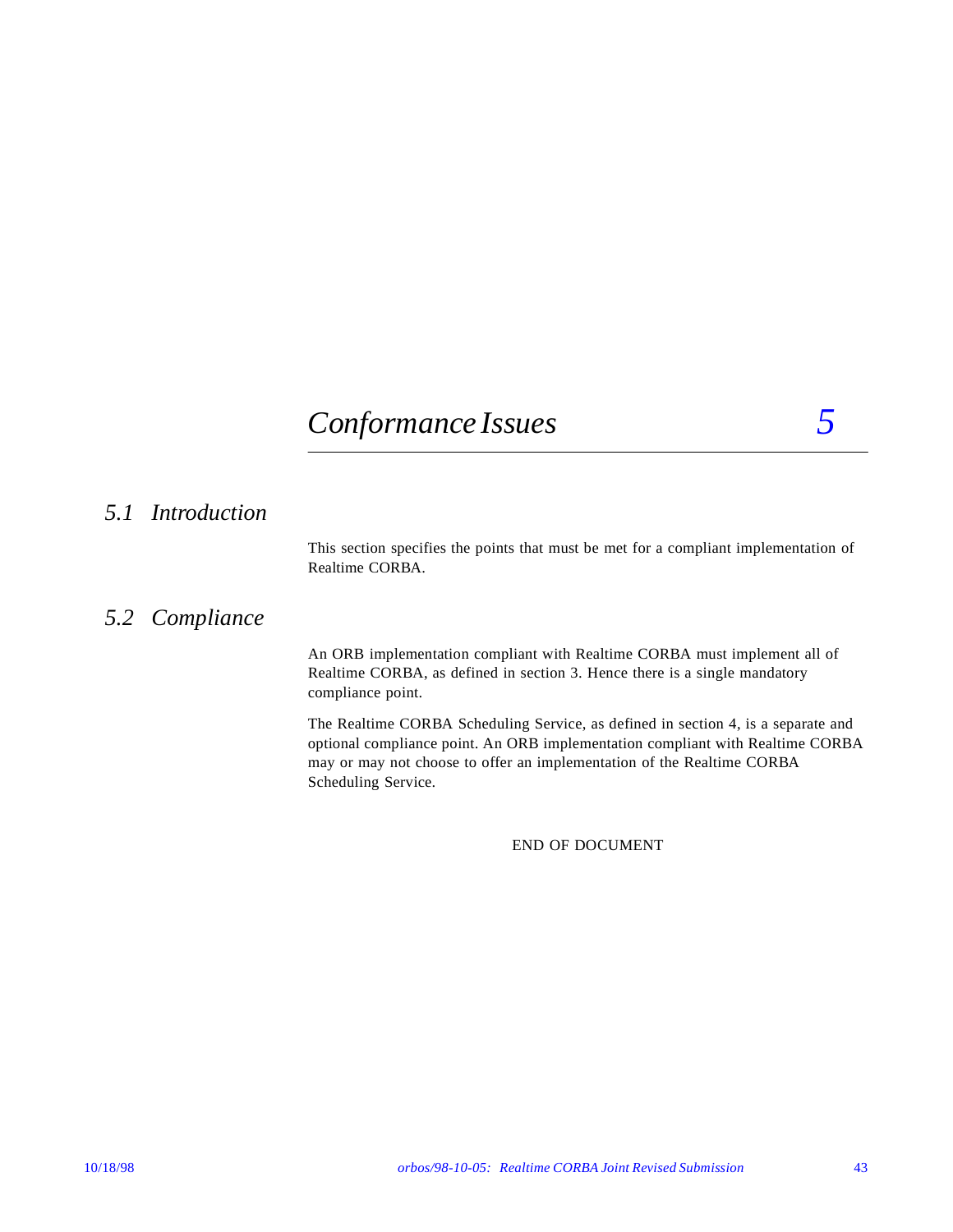# 5 Conformance Issues

## 5.1 Introduction

This section specifies the points that must be met for a compliant implementation of Realtime CORBA.

## 5.2 Compliance

An ORB implementation compliant with Realtime CORBA must implement all of Realtime CORBA, as defined in section 3. Hence there is a single mandatory compliance point.

The Realtime CORBA Scheduling Service, as defined in section 4, is a separate and optional compliance point. An ORB implementation compliant with Realtime CORBA may or may not choose to offer an implementation of the Realtime CORBA Scheduling Service.

END OF DOCUMENT